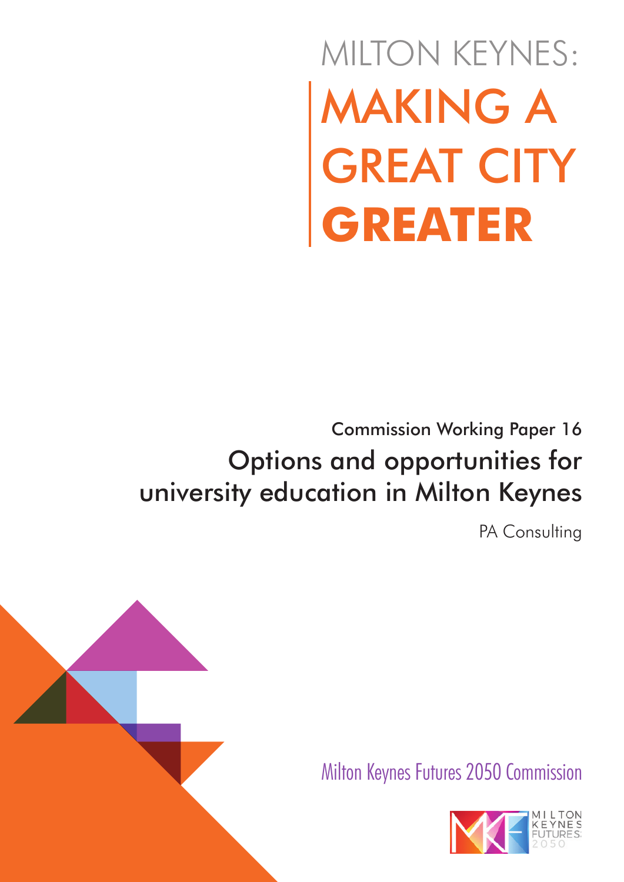# MILTON KEYNES: MAKING A GREAT CITY **GREATER**

## Commission Working Paper 16

## Options and opportunities for university education in Milton Keynes

PA Consulting

Milton Keynes Futures 2050 Commission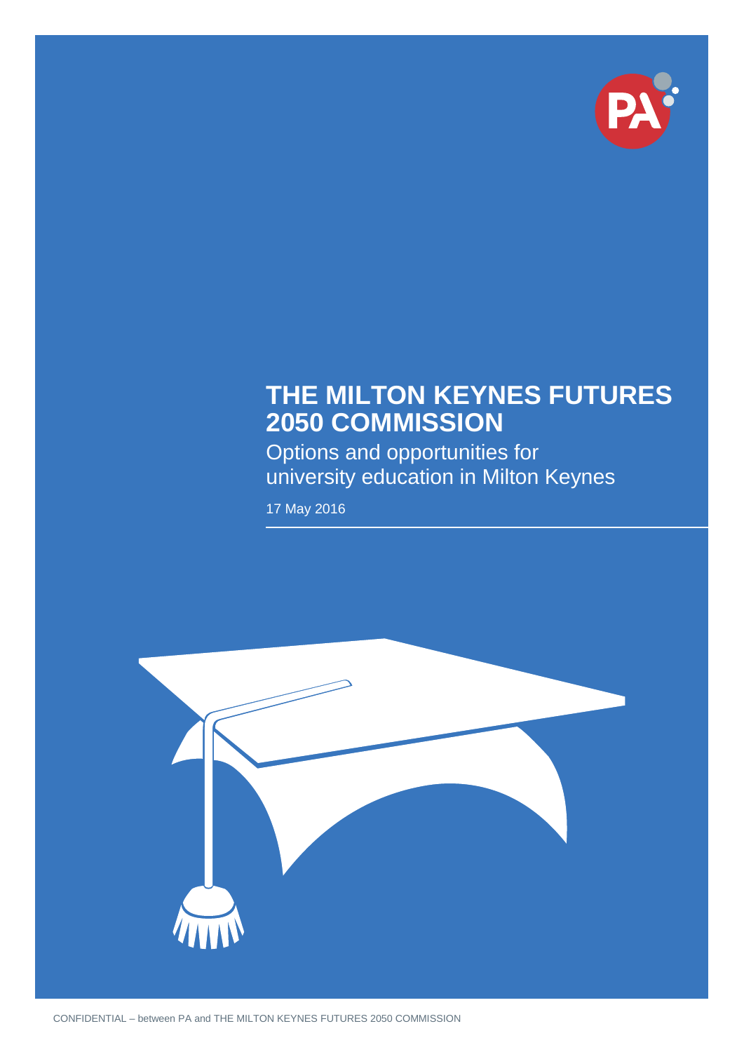# THE MILTON KEYNES FUTURES 2050 COMMISSION

Options and opportunities for university education in Milton Keynes

17 May 2016

CONFIDENTIAL – between PA and THE MILTON KEYNES FUTURES 2050 COMMISSION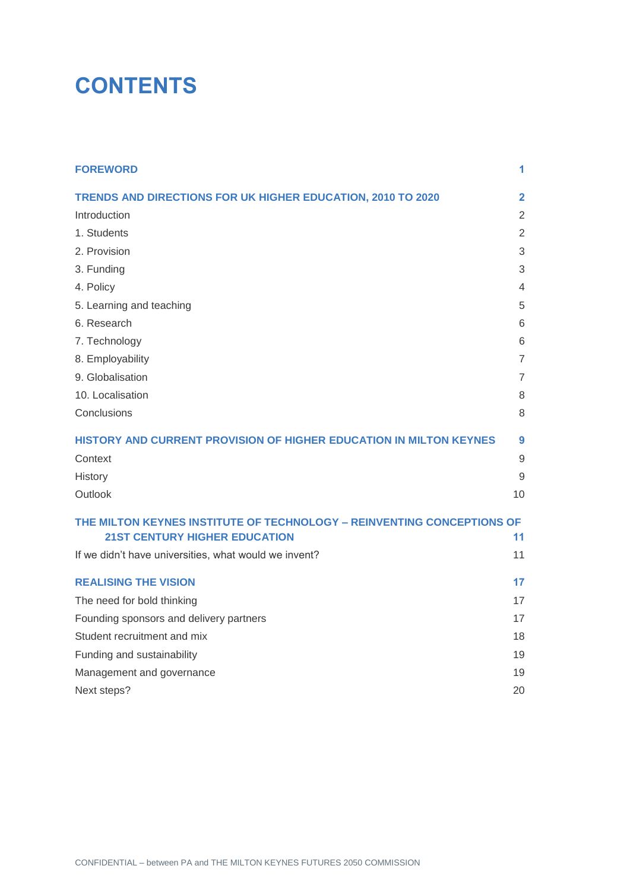# CONTENTS

| | |
|---|---|
| **FOREWORD** | **1** |
| **TRENDS AND DIRECTIONS FOR UK HIGHER EDUCATION, 2010 TO 2020** | **2** |
| Introduction | 2 |
| 1. Students | 2 |
| 2. Provision | 3 |
| 3. Funding | 3 |
| 4. Policy | 4 |
| 5. Learning and teaching | 5 |
| 6. Research | 6 |
| 7. Technology | 6 |
| 8. Employability | 7 |
| 9. Globalisation | 7 |
| 10. Localisation | 8 |
| Conclusions | 8 |
| **HISTORY AND CURRENT PROVISION OF HIGHER EDUCATION IN MILTON KEYNES** | **9** |
| Context | 9 |
| History | 9 |
| Outlook | 10 |
| **THE MILTON KEYNES INSTITUTE OF TECHNOLOGY – REINVENTING CONCEPTIONS OF 21ST CENTURY HIGHER EDUCATION** | **11** |
| If we didn't have universities, what would we invent? | 11 |
| **REALISING THE VISION** | **17** |
| The need for bold thinking | 17 |
| Founding sponsors and delivery partners | 17 |
| Student recruitment and mix | 18 |
| Funding and sustainability | 19 |
| Management and governance | 19 |
| Next steps? | 20 |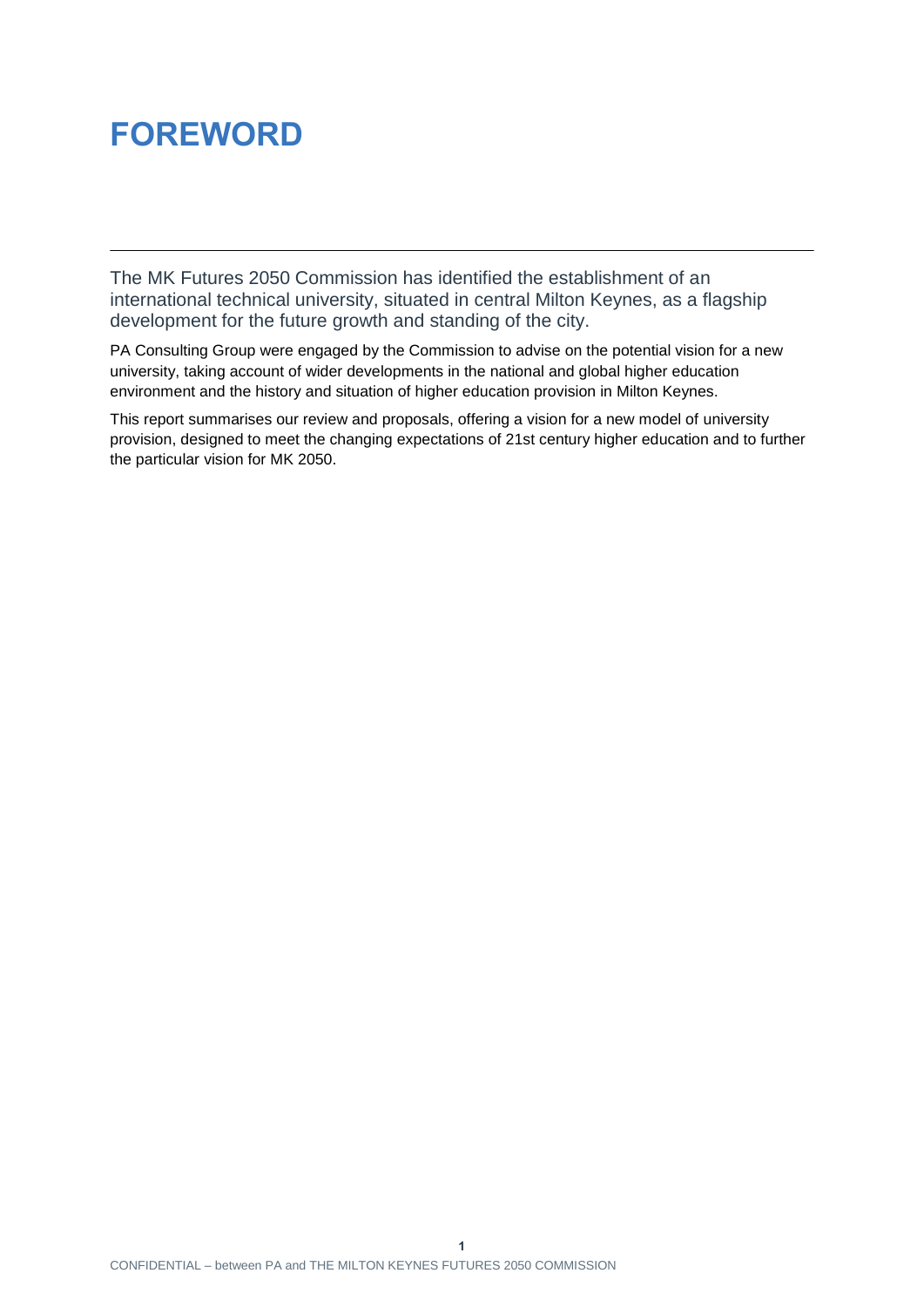# FOREWORD

The MK Futures 2050 Commission has identified the establishment of an international technical university, situated in central Milton Keynes, as a flagship development for the future growth and standing of the city.

PA Consulting Group were engaged by the Commission to advise on the potential vision for a new university, taking account of wider developments in the national and global higher education environment and the history and situation of higher education provision in Milton Keynes.

This report summarises our review and proposals, offering a vision for a new model of university provision, designed to meet the changing expectations of 21st century higher education and to further the particular vision for MK 2050.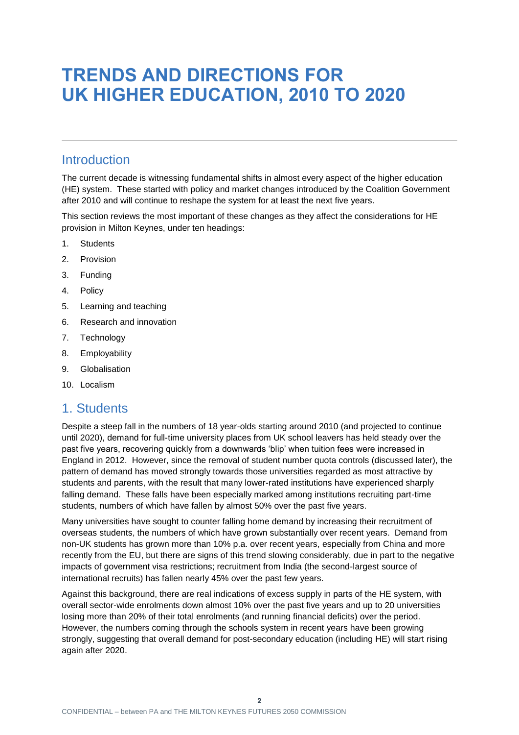# TRENDS AND DIRECTIONS FOR UK HIGHER EDUCATION, 2010 TO 2020

## Introduction

The current decade is witnessing fundamental shifts in almost every aspect of the higher education (HE) system. These started with policy and market changes introduced by the Coalition Government after 2010 and will continue to reshape the system for at least the next five years.

This section reviews the most important of these changes as they affect the considerations for HE provision in Milton Keynes, under ten headings:

1. Students
2. Provision
3. Funding
4. Policy
5. Learning and teaching
6. Research and innovation
7. Technology
8. Employability
9. Globalisation
10. Localism

## 1. Students

Despite a steep fall in the numbers of 18 year-olds starting around 2010 (and projected to continue until 2020), demand for full-time university places from UK school leavers has held steady over the past five years, recovering quickly from a downwards 'blip' when tuition fees were increased in England in 2012. However, since the removal of student number quota controls (discussed later), the pattern of demand has moved strongly towards those universities regarded as most attractive by students and parents, with the result that many lower-rated institutions have experienced sharply falling demand. These falls have been especially marked among institutions recruiting part-time students, numbers of which have fallen by almost 50% over the past five years.

Many universities have sought to counter falling home demand by increasing their recruitment of overseas students, the numbers of which have grown substantially over recent years. Demand from non-UK students has grown more than 10% p.a. over recent years, especially from China and more recently from the EU, but there are signs of this trend slowing considerably, due in part to the negative impacts of government visa restrictions; recruitment from India (the second-largest source of international recruits) has fallen nearly 45% over the past few years.

Against this background, there are real indications of excess supply in parts of the HE system, with overall sector-wide enrolments down almost 10% over the past five years and up to 20 universities losing more than 20% of their total enrolments (and running financial deficits) over the period. However, the numbers coming through the schools system in recent years have been growing strongly, suggesting that overall demand for post-secondary education (including HE) will start rising again after 2020.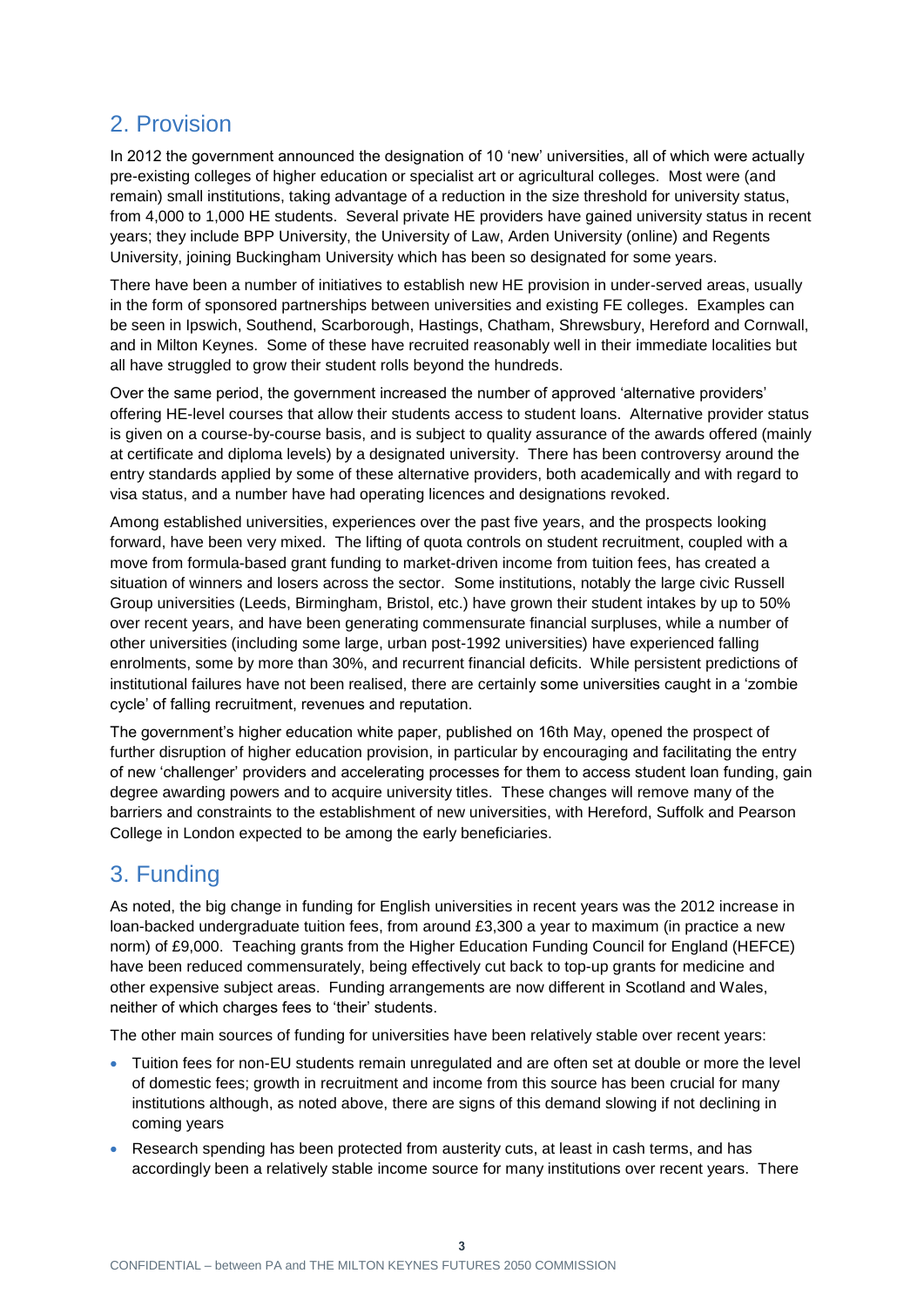## 2. Provision

In 2012 the government announced the designation of 10 'new' universities, all of which were actually pre-existing colleges of higher education or specialist art or agricultural colleges. Most were (and remain) small institutions, taking advantage of a reduction in the size threshold for university status, from 4,000 to 1,000 HE students. Several private HE providers have gained university status in recent years; they include BPP University, the University of Law, Arden University (online) and Regents University, joining Buckingham University which has been so designated for some years.

There have been a number of initiatives to establish new HE provision in under-served areas, usually in the form of sponsored partnerships between universities and existing FE colleges. Examples can be seen in Ipswich, Southend, Scarborough, Hastings, Chatham, Shrewsbury, Hereford and Cornwall, and in Milton Keynes. Some of these have recruited reasonably well in their immediate localities but all have struggled to grow their student rolls beyond the hundreds.

Over the same period, the government increased the number of approved 'alternative providers' offering HE-level courses that allow their students access to student loans. Alternative provider status is given on a course-by-course basis, and is subject to quality assurance of the awards offered (mainly at certificate and diploma levels) by a designated university. There has been controversy around the entry standards applied by some of these alternative providers, both academically and with regard to visa status, and a number have had operating licences and designations revoked.

Among established universities, experiences over the past five years, and the prospects looking forward, have been very mixed. The lifting of quota controls on student recruitment, coupled with a move from formula-based grant funding to market-driven income from tuition fees, has created a situation of winners and losers across the sector. Some institutions, notably the large civic Russell Group universities (Leeds, Birmingham, Bristol, etc.) have grown their student intakes by up to 50% over recent years, and have been generating commensurate financial surpluses, while a number of other universities (including some large, urban post-1992 universities) have experienced falling enrolments, some by more than 30%, and recurrent financial deficits. While persistent predictions of institutional failures have not been realised, there are certainly some universities caught in a 'zombie cycle' of falling recruitment, revenues and reputation.

The government's higher education white paper, published on 16th May, opened the prospect of further disruption of higher education provision, in particular by encouraging and facilitating the entry of new 'challenger' providers and accelerating processes for them to access student loan funding, gain degree awarding powers and to acquire university titles. These changes will remove many of the barriers and constraints to the establishment of new universities, with Hereford, Suffolk and Pearson College in London expected to be among the early beneficiaries.

## 3. Funding

As noted, the big change in funding for English universities in recent years was the 2012 increase in loan-backed undergraduate tuition fees, from around £3,300 a year to maximum (in practice a new norm) of £9,000. Teaching grants from the Higher Education Funding Council for England (HEFCE) have been reduced commensurately, being effectively cut back to top-up grants for medicine and other expensive subject areas. Funding arrangements are now different in Scotland and Wales, neither of which charges fees to 'their' students.

The other main sources of funding for universities have been relatively stable over recent years:

- Tuition fees for non-EU students remain unregulated and are often set at double or more the level of domestic fees; growth in recruitment and income from this source has been crucial for many institutions although, as noted above, there are signs of this demand slowing if not declining in coming years
- Research spending has been protected from austerity cuts, at least in cash terms, and has accordingly been a relatively stable income source for many institutions over recent years. There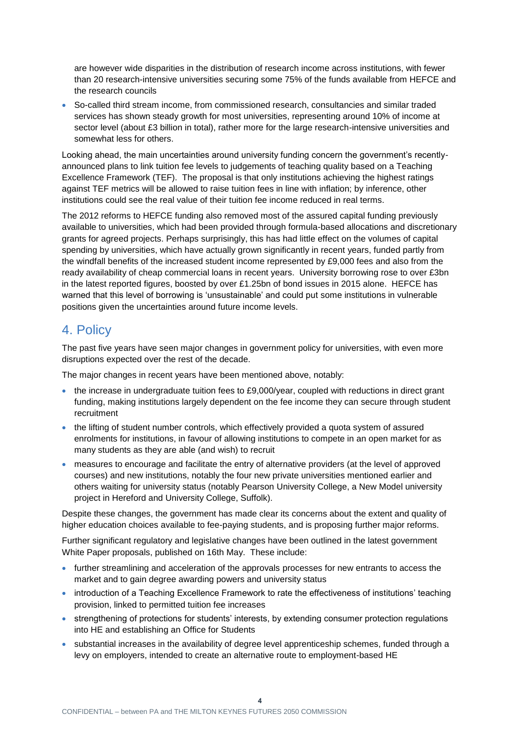are however wide disparities in the distribution of research income across institutions, with fewer than 20 research-intensive universities securing some 75% of the funds available from HEFCE and the research councils

- So-called third stream income, from commissioned research, consultancies and similar traded services has shown steady growth for most universities, representing around 10% of income at sector level (about £3 billion in total), rather more for the large research-intensive universities and somewhat less for others.

Looking ahead, the main uncertainties around university funding concern the government's recently-announced plans to link tuition fee levels to judgements of teaching quality based on a Teaching Excellence Framework (TEF). The proposal is that only institutions achieving the highest ratings against TEF metrics will be allowed to raise tuition fees in line with inflation; by inference, other institutions could see the real value of their tuition fee income reduced in real terms.

The 2012 reforms to HEFCE funding also removed most of the assured capital funding previously available to universities, which had been provided through formula-based allocations and discretionary grants for agreed projects. Perhaps surprisingly, this has had little effect on the volumes of capital spending by universities, which have actually grown significantly in recent years, funded partly from the windfall benefits of the increased student income represented by £9,000 fees and also from the ready availability of cheap commercial loans in recent years. University borrowing rose to over £3bn in the latest reported figures, boosted by over £1.25bn of bond issues in 2015 alone. HEFCE has warned that this level of borrowing is 'unsustainable' and could put some institutions in vulnerable positions given the uncertainties around future income levels.

## 4. Policy

The past five years have seen major changes in government policy for universities, with even more disruptions expected over the rest of the decade.

The major changes in recent years have been mentioned above, notably:

- the increase in undergraduate tuition fees to £9,000/year, coupled with reductions in direct grant funding, making institutions largely dependent on the fee income they can secure through student recruitment
- the lifting of student number controls, which effectively provided a quota system of assured enrolments for institutions, in favour of allowing institutions to compete in an open market for as many students as they are able (and wish) to recruit
- measures to encourage and facilitate the entry of alternative providers (at the level of approved courses) and new institutions, notably the four new private universities mentioned earlier and others waiting for university status (notably Pearson University College, a New Model university project in Hereford and University College, Suffolk).

Despite these changes, the government has made clear its concerns about the extent and quality of higher education choices available to fee-paying students, and is proposing further major reforms.

Further significant regulatory and legislative changes have been outlined in the latest government White Paper proposals, published on 16th May. These include:

- further streamlining and acceleration of the approvals processes for new entrants to access the market and to gain degree awarding powers and university status
- introduction of a Teaching Excellence Framework to rate the effectiveness of institutions' teaching provision, linked to permitted tuition fee increases
- strengthening of protections for students' interests, by extending consumer protection regulations into HE and establishing an Office for Students
- substantial increases in the availability of degree level apprenticeship schemes, funded through a levy on employers, intended to create an alternative route to employment-based HE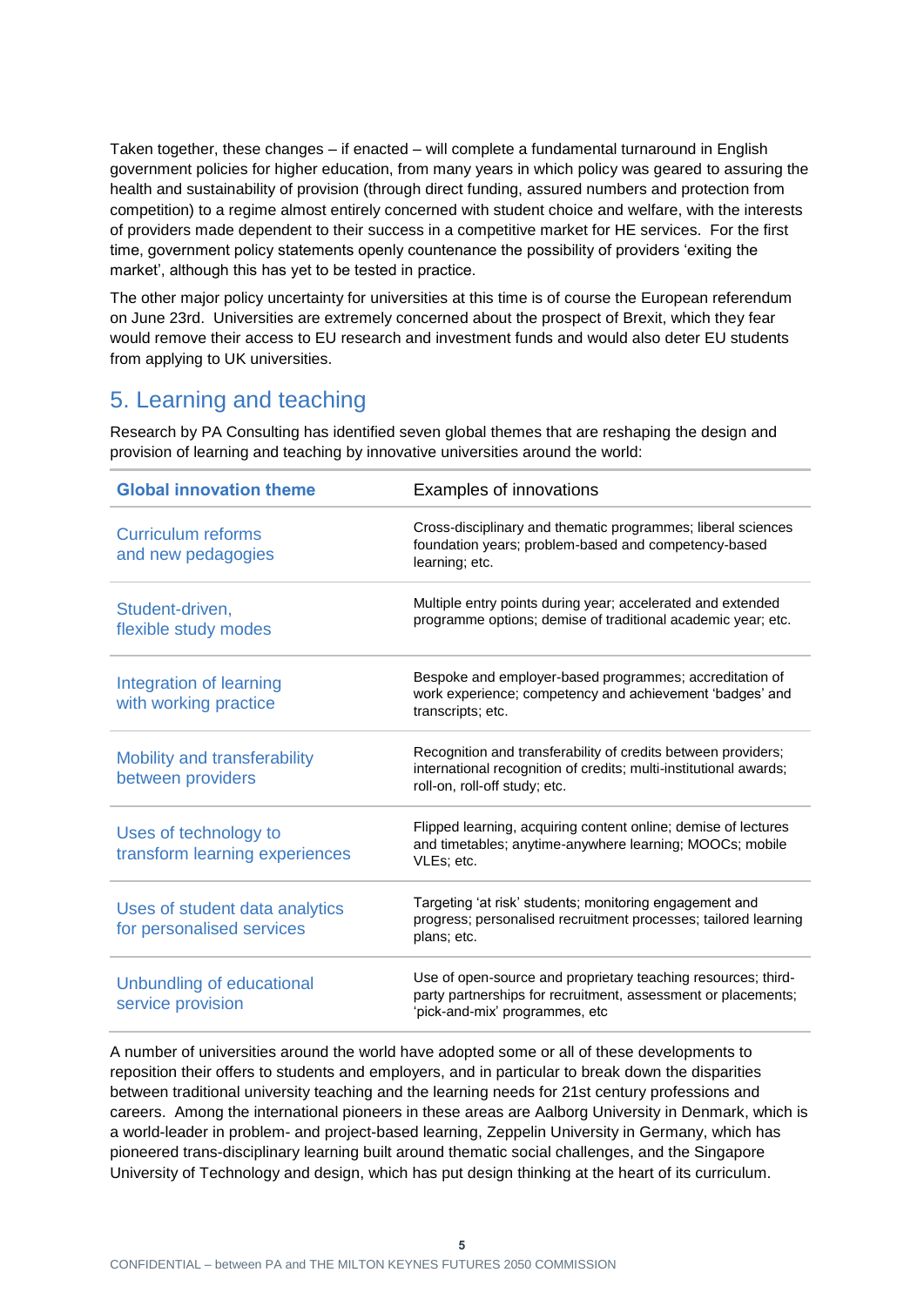Taken together, these changes – if enacted – will complete a fundamental turnaround in English government policies for higher education, from many years in which policy was geared to assuring the health and sustainability of provision (through direct funding, assured numbers and protection from competition) to a regime almost entirely concerned with student choice and welfare, with the interests of providers made dependent to their success in a competitive market for HE services. For the first time, government policy statements openly countenance the possibility of providers 'exiting the market', although this has yet to be tested in practice.

The other major policy uncertainty for universities at this time is of course the European referendum on June 23rd. Universities are extremely concerned about the prospect of Brexit, which they fear would remove their access to EU research and investment funds and would also deter EU students from applying to UK universities.

## 5. Learning and teaching

Research by PA Consulting has identified seven global themes that are reshaping the design and provision of learning and teaching by innovative universities around the world:

| Global innovation theme | Examples of innovations |
|---|---|
| Curriculum reforms and new pedagogies | Cross-disciplinary and thematic programmes; liberal sciences foundation years; problem-based and competency-based learning; etc. |
| Student-driven, flexible study modes | Multiple entry points during year; accelerated and extended programme options; demise of traditional academic year; etc. |
| Integration of learning with working practice | Bespoke and employer-based programmes; accreditation of work experience; competency and achievement 'badges' and transcripts; etc. |
| Mobility and transferability between providers | Recognition and transferability of credits between providers; international recognition of credits; multi-institutional awards; roll-on, roll-off study; etc. |
| Uses of technology to transform learning experiences | Flipped learning, acquiring content online; demise of lectures and timetables; anytime-anywhere learning; MOOCs; mobile VLEs; etc. |
| Uses of student data analytics for personalised services | Targeting 'at risk' students; monitoring engagement and progress; personalised recruitment processes; tailored learning plans; etc. |
| Unbundling of educational service provision | Use of open-source and proprietary teaching resources; third-party partnerships for recruitment, assessment or placements; 'pick-and-mix' programmes, etc |

A number of universities around the world have adopted some or all of these developments to reposition their offers to students and employers, and in particular to break down the disparities between traditional university teaching and the learning needs for 21st century professions and careers. Among the international pioneers in these areas are Aalborg University in Denmark, which is a world-leader in problem- and project-based learning, Zeppelin University in Germany, which has pioneered trans-disciplinary learning built around thematic social challenges, and the Singapore University of Technology and design, which has put design thinking at the heart of its curriculum.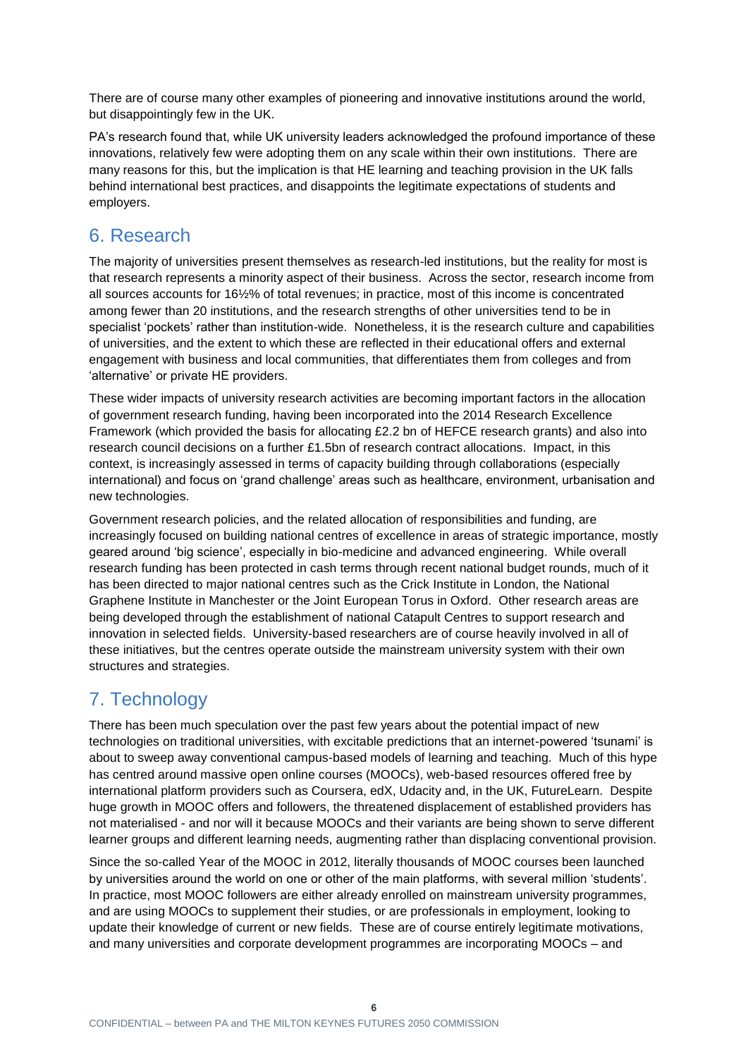There are of course many other examples of pioneering and innovative institutions around the world, but disappointingly few in the UK.

PA's research found that, while UK university leaders acknowledged the profound importance of these innovations, relatively few were adopting them on any scale within their own institutions. There are many reasons for this, but the implication is that HE learning and teaching provision in the UK falls behind international best practices, and disappoints the legitimate expectations of students and employers.

## 6. Research

The majority of universities present themselves as research-led institutions, but the reality for most is that research represents a minority aspect of their business. Across the sector, research income from all sources accounts for 16½% of total revenues; in practice, most of this income is concentrated among fewer than 20 institutions, and the research strengths of other universities tend to be in specialist 'pockets' rather than institution-wide. Nonetheless, it is the research culture and capabilities of universities, and the extent to which these are reflected in their educational offers and external engagement with business and local communities, that differentiates them from colleges and from 'alternative' or private HE providers.

These wider impacts of university research activities are becoming important factors in the allocation of government research funding, having been incorporated into the 2014 Research Excellence Framework (which provided the basis for allocating £2.2 bn of HEFCE research grants) and also into research council decisions on a further £1.5bn of research contract allocations. Impact, in this context, is increasingly assessed in terms of capacity building through collaborations (especially international) and focus on 'grand challenge' areas such as healthcare, environment, urbanisation and new technologies.

Government research policies, and the related allocation of responsibilities and funding, are increasingly focused on building national centres of excellence in areas of strategic importance, mostly geared around 'big science', especially in bio-medicine and advanced engineering. While overall research funding has been protected in cash terms through recent national budget rounds, much of it has been directed to major national centres such as the Crick Institute in London, the National Graphene Institute in Manchester or the Joint European Torus in Oxford. Other research areas are being developed through the establishment of national Catapult Centres to support research and innovation in selected fields. University-based researchers are of course heavily involved in all of these initiatives, but the centres operate outside the mainstream university system with their own structures and strategies.

## 7. Technology

There has been much speculation over the past few years about the potential impact of new technologies on traditional universities, with excitable predictions that an internet-powered 'tsunami' is about to sweep away conventional campus-based models of learning and teaching. Much of this hype has centred around massive open online courses (MOOCs), web-based resources offered free by international platform providers such as Coursera, edX, Udacity and, in the UK, FutureLearn. Despite huge growth in MOOC offers and followers, the threatened displacement of established providers has not materialised - and nor will it because MOOCs and their variants are being shown to serve different learner groups and different learning needs, augmenting rather than displacing conventional provision.

Since the so-called Year of the MOOC in 2012, literally thousands of MOOC courses been launched by universities around the world on one or other of the main platforms, with several million 'students'. In practice, most MOOC followers are either already enrolled on mainstream university programmes, and are using MOOCs to supplement their studies, or are professionals in employment, looking to update their knowledge of current or new fields. These are of course entirely legitimate motivations, and many universities and corporate development programmes are incorporating MOOCs – and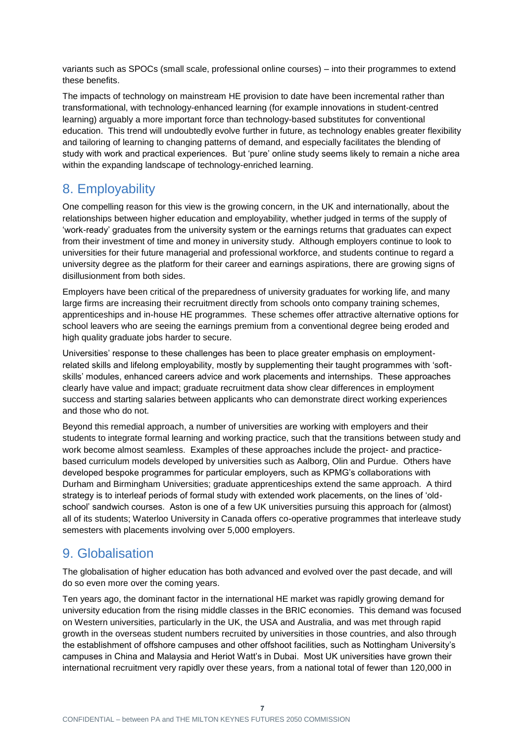variants such as SPOCs (small scale, professional online courses) – into their programmes to extend these benefits.

The impacts of technology on mainstream HE provision to date have been incremental rather than transformational, with technology-enhanced learning (for example innovations in student-centred learning) arguably a more important force than technology-based substitutes for conventional education. This trend will undoubtedly evolve further in future, as technology enables greater flexibility and tailoring of learning to changing patterns of demand, and especially facilitates the blending of study with work and practical experiences. But 'pure' online study seems likely to remain a niche area within the expanding landscape of technology-enriched learning.

## 8. Employability

One compelling reason for this view is the growing concern, in the UK and internationally, about the relationships between higher education and employability, whether judged in terms of the supply of 'work-ready' graduates from the university system or the earnings returns that graduates can expect from their investment of time and money in university study. Although employers continue to look to universities for their future managerial and professional workforce, and students continue to regard a university degree as the platform for their career and earnings aspirations, there are growing signs of disillusionment from both sides.

Employers have been critical of the preparedness of university graduates for working life, and many large firms are increasing their recruitment directly from schools onto company training schemes, apprenticeships and in-house HE programmes. These schemes offer attractive alternative options for school leavers who are seeing the earnings premium from a conventional degree being eroded and high quality graduate jobs harder to secure.

Universities' response to these challenges has been to place greater emphasis on employment-related skills and lifelong employability, mostly by supplementing their taught programmes with 'soft-skills' modules, enhanced careers advice and work placements and internships. These approaches clearly have value and impact; graduate recruitment data show clear differences in employment success and starting salaries between applicants who can demonstrate direct working experiences and those who do not.

Beyond this remedial approach, a number of universities are working with employers and their students to integrate formal learning and working practice, such that the transitions between study and work become almost seamless. Examples of these approaches include the project- and practice-based curriculum models developed by universities such as Aalborg, Olin and Purdue. Others have developed bespoke programmes for particular employers, such as KPMG's collaborations with Durham and Birmingham Universities; graduate apprenticeships extend the same approach. A third strategy is to interleaf periods of formal study with extended work placements, on the lines of 'old-school' sandwich courses. Aston is one of a few UK universities pursuing this approach for (almost) all of its students; Waterloo University in Canada offers co-operative programmes that interleave study semesters with placements involving over 5,000 employers.

## 9. Globalisation

The globalisation of higher education has both advanced and evolved over the past decade, and will do so even more over the coming years.

Ten years ago, the dominant factor in the international HE market was rapidly growing demand for university education from the rising middle classes in the BRIC economies. This demand was focused on Western universities, particularly in the UK, the USA and Australia, and was met through rapid growth in the overseas student numbers recruited by universities in those countries, and also through the establishment of offshore campuses and other offshoot facilities, such as Nottingham University's campuses in China and Malaysia and Heriot Watt's in Dubai. Most UK universities have grown their international recruitment very rapidly over these years, from a national total of fewer than 120,000 in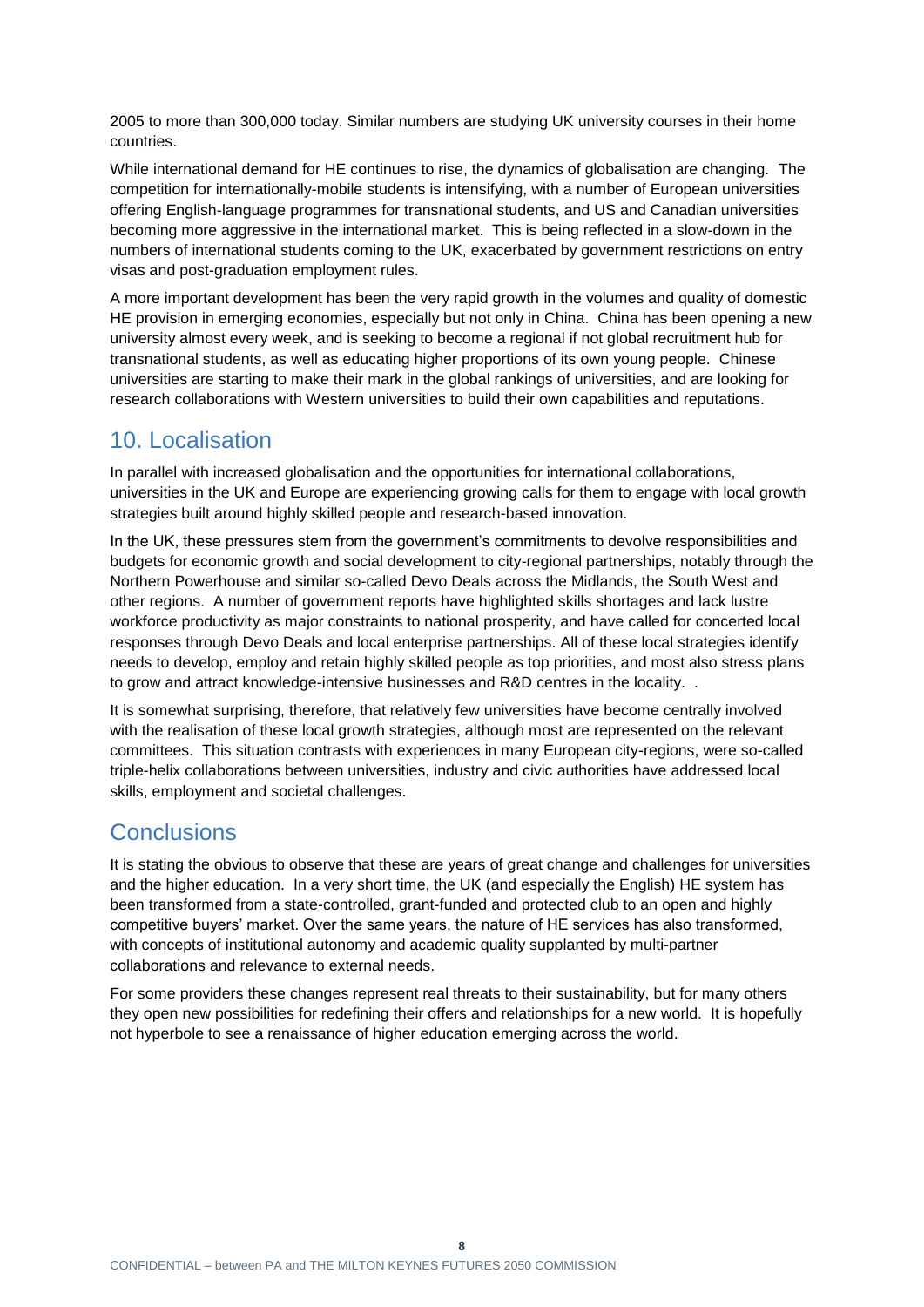2005 to more than 300,000 today. Similar numbers are studying UK university courses in their home countries.

While international demand for HE continues to rise, the dynamics of globalisation are changing. The competition for internationally-mobile students is intensifying, with a number of European universities offering English-language programmes for transnational students, and US and Canadian universities becoming more aggressive in the international market. This is being reflected in a slow-down in the numbers of international students coming to the UK, exacerbated by government restrictions on entry visas and post-graduation employment rules.

A more important development has been the very rapid growth in the volumes and quality of domestic HE provision in emerging economies, especially but not only in China. China has been opening a new university almost every week, and is seeking to become a regional if not global recruitment hub for transnational students, as well as educating higher proportions of its own young people. Chinese universities are starting to make their mark in the global rankings of universities, and are looking for research collaborations with Western universities to build their own capabilities and reputations.

## 10. Localisation

In parallel with increased globalisation and the opportunities for international collaborations, universities in the UK and Europe are experiencing growing calls for them to engage with local growth strategies built around highly skilled people and research-based innovation.

In the UK, these pressures stem from the government's commitments to devolve responsibilities and budgets for economic growth and social development to city-regional partnerships, notably through the Northern Powerhouse and similar so-called Devo Deals across the Midlands, the South West and other regions. A number of government reports have highlighted skills shortages and lack lustre workforce productivity as major constraints to national prosperity, and have called for concerted local responses through Devo Deals and local enterprise partnerships. All of these local strategies identify needs to develop, employ and retain highly skilled people as top priorities, and most also stress plans to grow and attract knowledge-intensive businesses and R&D centres in the locality. .

It is somewhat surprising, therefore, that relatively few universities have become centrally involved with the realisation of these local growth strategies, although most are represented on the relevant committees. This situation contrasts with experiences in many European city-regions, were so-called triple-helix collaborations between universities, industry and civic authorities have addressed local skills, employment and societal challenges.

## Conclusions

It is stating the obvious to observe that these are years of great change and challenges for universities and the higher education. In a very short time, the UK (and especially the English) HE system has been transformed from a state-controlled, grant-funded and protected club to an open and highly competitive buyers' market. Over the same years, the nature of HE services has also transformed, with concepts of institutional autonomy and academic quality supplanted by multi-partner collaborations and relevance to external needs.

For some providers these changes represent real threats to their sustainability, but for many others they open new possibilities for redefining their offers and relationships for a new world. It is hopefully not hyperbole to see a renaissance of higher education emerging across the world.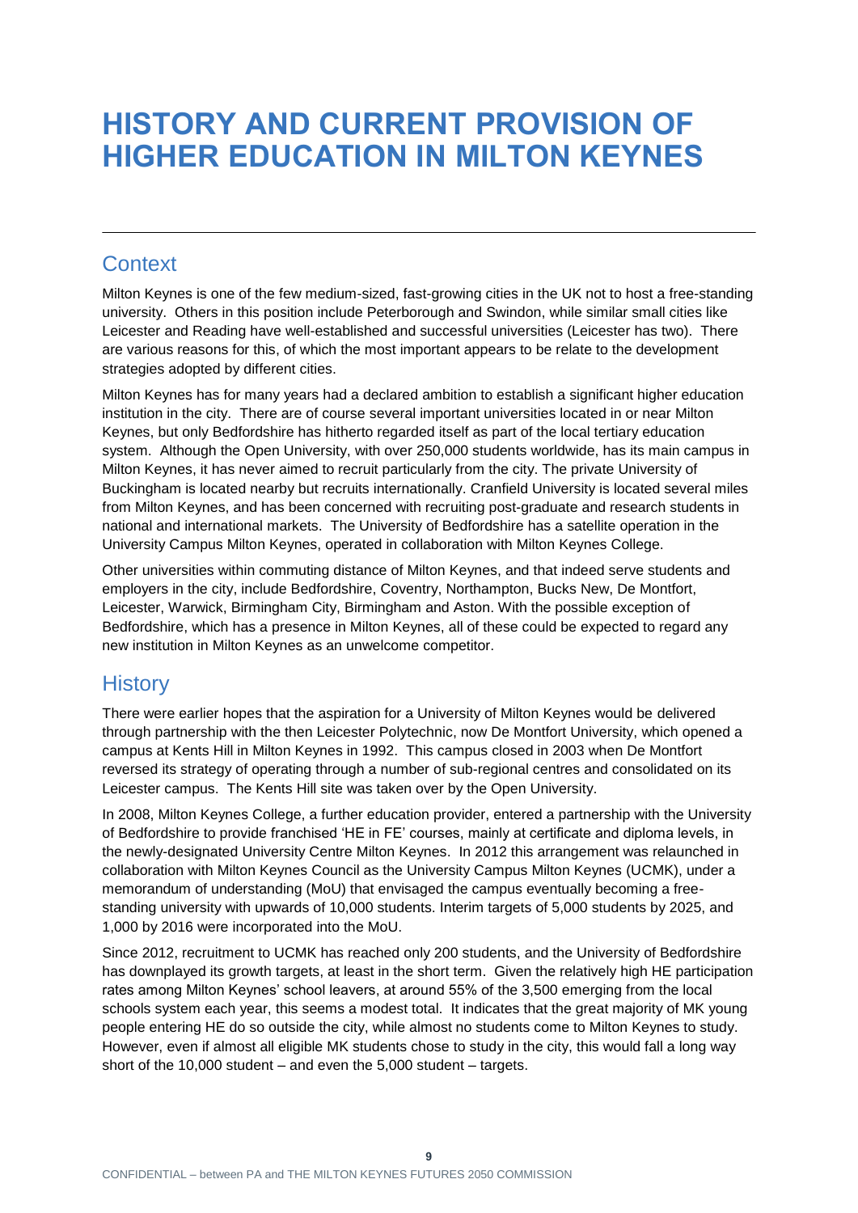# HISTORY AND CURRENT PROVISION OF HIGHER EDUCATION IN MILTON KEYNES

## Context

Milton Keynes is one of the few medium-sized, fast-growing cities in the UK not to host a free-standing university. Others in this position include Peterborough and Swindon, while similar small cities like Leicester and Reading have well-established and successful universities (Leicester has two). There are various reasons for this, of which the most important appears to be relate to the development strategies adopted by different cities.

Milton Keynes has for many years had a declared ambition to establish a significant higher education institution in the city. There are of course several important universities located in or near Milton Keynes, but only Bedfordshire has hitherto regarded itself as part of the local tertiary education system. Although the Open University, with over 250,000 students worldwide, has its main campus in Milton Keynes, it has never aimed to recruit particularly from the city. The private University of Buckingham is located nearby but recruits internationally. Cranfield University is located several miles from Milton Keynes, and has been concerned with recruiting post-graduate and research students in national and international markets. The University of Bedfordshire has a satellite operation in the University Campus Milton Keynes, operated in collaboration with Milton Keynes College.

Other universities within commuting distance of Milton Keynes, and that indeed serve students and employers in the city, include Bedfordshire, Coventry, Northampton, Bucks New, De Montfort, Leicester, Warwick, Birmingham City, Birmingham and Aston. With the possible exception of Bedfordshire, which has a presence in Milton Keynes, all of these could be expected to regard any new institution in Milton Keynes as an unwelcome competitor.

## History

There were earlier hopes that the aspiration for a University of Milton Keynes would be delivered through partnership with the then Leicester Polytechnic, now De Montfort University, which opened a campus at Kents Hill in Milton Keynes in 1992. This campus closed in 2003 when De Montfort reversed its strategy of operating through a number of sub-regional centres and consolidated on its Leicester campus. The Kents Hill site was taken over by the Open University.

In 2008, Milton Keynes College, a further education provider, entered a partnership with the University of Bedfordshire to provide franchised 'HE in FE' courses, mainly at certificate and diploma levels, in the newly-designated University Centre Milton Keynes. In 2012 this arrangement was relaunched in collaboration with Milton Keynes Council as the University Campus Milton Keynes (UCMK), under a memorandum of understanding (MoU) that envisaged the campus eventually becoming a free-standing university with upwards of 10,000 students. Interim targets of 5,000 students by 2025, and 1,000 by 2016 were incorporated into the MoU.

Since 2012, recruitment to UCMK has reached only 200 students, and the University of Bedfordshire has downplayed its growth targets, at least in the short term. Given the relatively high HE participation rates among Milton Keynes' school leavers, at around 55% of the 3,500 emerging from the local schools system each year, this seems a modest total. It indicates that the great majority of MK young people entering HE do so outside the city, while almost no students come to Milton Keynes to study. However, even if almost all eligible MK students chose to study in the city, this would fall a long way short of the 10,000 student – and even the 5,000 student – targets.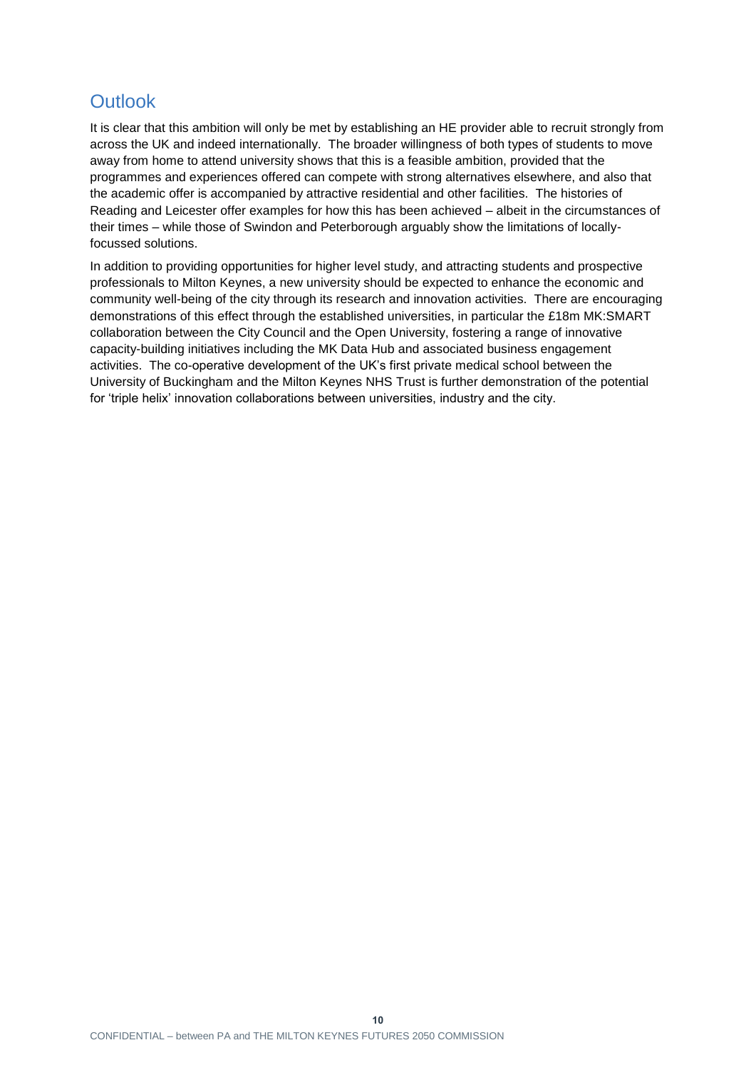## Outlook

It is clear that this ambition will only be met by establishing an HE provider able to recruit strongly from across the UK and indeed internationally. The broader willingness of both types of students to move away from home to attend university shows that this is a feasible ambition, provided that the programmes and experiences offered can compete with strong alternatives elsewhere, and also that the academic offer is accompanied by attractive residential and other facilities. The histories of Reading and Leicester offer examples for how this has been achieved – albeit in the circumstances of their times – while those of Swindon and Peterborough arguably show the limitations of locally-focussed solutions.

In addition to providing opportunities for higher level study, and attracting students and prospective professionals to Milton Keynes, a new university should be expected to enhance the economic and community well-being of the city through its research and innovation activities. There are encouraging demonstrations of this effect through the established universities, in particular the £18m MK:SMART collaboration between the City Council and the Open University, fostering a range of innovative capacity-building initiatives including the MK Data Hub and associated business engagement activities. The co-operative development of the UK's first private medical school between the University of Buckingham and the Milton Keynes NHS Trust is further demonstration of the potential for 'triple helix' innovation collaborations between universities, industry and the city.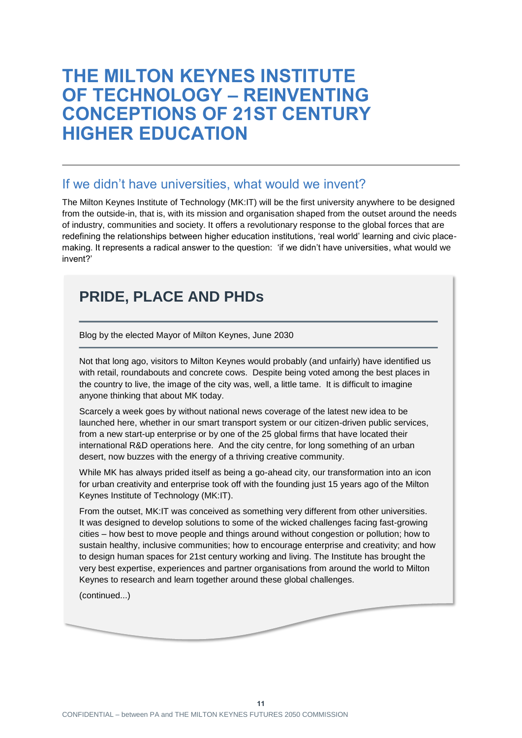# THE MILTON KEYNES INSTITUTE OF TECHNOLOGY – REINVENTING CONCEPTIONS OF 21ST CENTURY HIGHER EDUCATION

---

## If we didn't have universities, what would we invent?

The Milton Keynes Institute of Technology (MK:IT) will be the first university anywhere to be designed from the outside-in, that is, with its mission and organisation shaped from the outset around the needs of industry, communities and society. It offers a revolutionary response to the global forces that are redefining the relationships between higher education institutions, 'real world' learning and civic place-making. It represents a radical answer to the question: 'if we didn't have universities, what would we invent?'

## PRIDE, PLACE AND PHDs

Blog by the elected Mayor of Milton Keynes, June 2030

Not that long ago, visitors to Milton Keynes would probably (and unfairly) have identified us with retail, roundabouts and concrete cows. Despite being voted among the best places in the country to live, the image of the city was, well, a little tame. It is difficult to imagine anyone thinking that about MK today.

Scarcely a week goes by without national news coverage of the latest new idea to be launched here, whether in our smart transport system or our citizen-driven public services, from a new start-up enterprise or by one of the 25 global firms that have located their international R&D operations here. And the city centre, for long something of an urban desert, now buzzes with the energy of a thriving creative community.

While MK has always prided itself as being a go-ahead city, our transformation into an icon for urban creativity and enterprise took off with the founding just 15 years ago of the Milton Keynes Institute of Technology (MK:IT).

From the outset, MK:IT was conceived as something very different from other universities. It was designed to develop solutions to some of the wicked challenges facing fast-growing cities – how best to move people and things around without congestion or pollution; how to sustain healthy, inclusive communities; how to encourage enterprise and creativity; and how to design human spaces for 21st century working and living. The Institute has brought the very best expertise, experiences and partner organisations from around the world to Milton Keynes to research and learn together around these global challenges.

(continued...)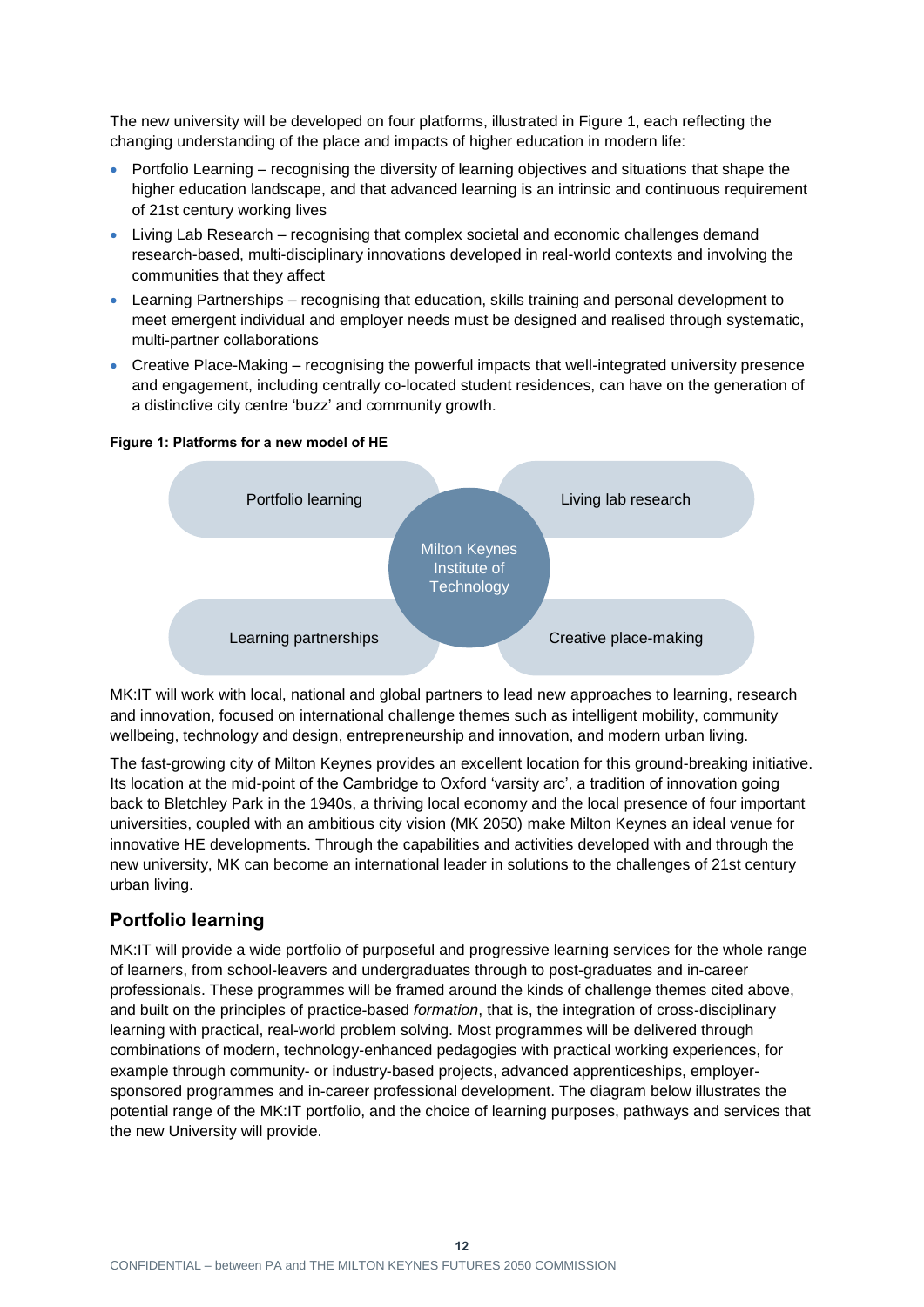The new university will be developed on four platforms, illustrated in Figure 1, each reflecting the changing understanding of the place and impacts of higher education in modern life:

- Portfolio Learning – recognising the diversity of learning objectives and situations that shape the higher education landscape, and that advanced learning is an intrinsic and continuous requirement of 21st century working lives
- Living Lab Research – recognising that complex societal and economic challenges demand research-based, multi-disciplinary innovations developed in real-world contexts and involving the communities that they affect
- Learning Partnerships – recognising that education, skills training and personal development to meet emergent individual and employer needs must be designed and realised through systematic, multi-partner collaborations
- Creative Place-Making – recognising the powerful impacts that well-integrated university presence and engagement, including centrally co-located student residences, can have on the generation of a distinctive city centre 'buzz' and community growth.

**Figure 1: Platforms for a new model of HE**

| Portfolio learning | Milton Keynes Institute of Technology | Living lab research |
|---|---|---|
| Learning partnerships | | Creative place-making |

MK:IT will work with local, national and global partners to lead new approaches to learning, research and innovation, focused on international challenge themes such as intelligent mobility, community wellbeing, technology and design, entrepreneurship and innovation, and modern urban living.

The fast-growing city of Milton Keynes provides an excellent location for this ground-breaking initiative. Its location at the mid-point of the Cambridge to Oxford 'varsity arc', a tradition of innovation going back to Bletchley Park in the 1940s, a thriving local economy and the local presence of four important universities, coupled with an ambitious city vision (MK 2050) make Milton Keynes an ideal venue for innovative HE developments. Through the capabilities and activities developed with and through the new university, MK can become an international leader in solutions to the challenges of 21st century urban living.

## Portfolio learning

MK:IT will provide a wide portfolio of purposeful and progressive learning services for the whole range of learners, from school-leavers and undergraduates through to post-graduates and in-career professionals. These programmes will be framed around the kinds of challenge themes cited above, and built on the principles of practice-based *formation*, that is, the integration of cross-disciplinary learning with practical, real-world problem solving. Most programmes will be delivered through combinations of modern, technology-enhanced pedagogies with practical working experiences, for example through community- or industry-based projects, advanced apprenticeships, employer-sponsored programmes and in-career professional development. The diagram below illustrates the potential range of the MK:IT portfolio, and the choice of learning purposes, pathways and services that the new University will provide.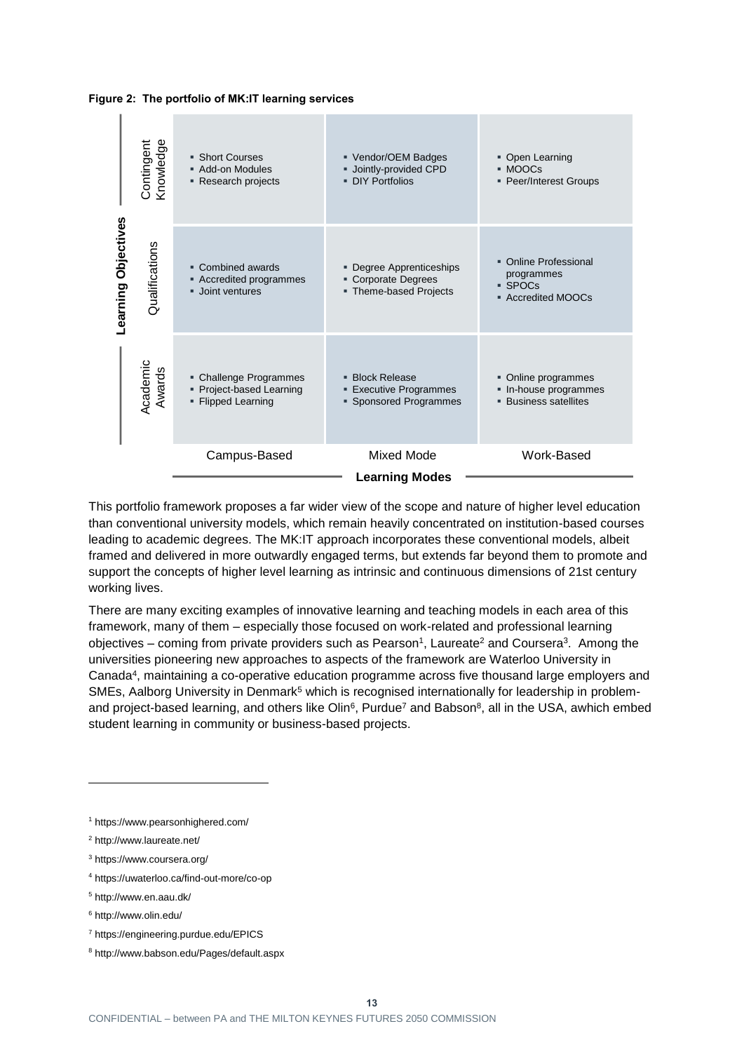**Figure 2: The portfolio of MK:IT learning services**

| Learning Objectives | Campus-Based | Mixed Mode | Work-Based |
|---|---|---|---|
| Contingent Knowledge | ▪ Short Courses ▪ Add-on Modules ▪ Research projects | ▪ Vendor/OEM Badges ▪ Jointly-provided CPD ▪ DIY Portfolios | ▪ Open Learning ▪ MOOCs ▪ Peer/Interest Groups |
| Qualifications | ▪ Combined awards ▪ Accredited programmes ▪ Joint ventures | ▪ Degree Apprenticeships ▪ Corporate Degrees ▪ Theme-based Projects | ▪ Online Professional programmes ▪ SPOCs ▪ Accredited MOOCs |
| Academic Awards | ▪ Challenge Programmes ▪ Project-based Learning ▪ Flipped Learning | ▪ Block Release ▪ Executive Programmes ▪ Sponsored Programmes | ▪ Online programmes ▪ In-house programmes ▪ Business satellites |
| | **Learning Modes** | | |

This portfolio framework proposes a far wider view of the scope and nature of higher level education than conventional university models, which remain heavily concentrated on institution-based courses leading to academic degrees. The MK:IT approach incorporates these conventional models, albeit framed and delivered in more outwardly engaged terms, but extends far beyond them to promote and support the concepts of higher level learning as intrinsic and continuous dimensions of 21st century working lives.

There are many exciting examples of innovative learning and teaching models in each area of this framework, many of them – especially those focused on work-related and professional learning objectives – coming from private providers such as Pearson[1], Laureate[2] and Coursera[3]. Among the universities pioneering new approaches to aspects of the framework are Waterloo University in Canada[4], maintaining a co-operative education programme across five thousand large employers and SMEs, Aalborg University in Denmark[5] which is recognised internationally for leadership in problem- and project-based learning, and others like Olin[6], Purdue[7] and Babson[8], all in the USA, awhich embed student learning in community or business-based projects.

---

[1] https://www.pearsonhighered.com/

[2] http://www.laureate.net/

[3] https://www.coursera.org/

[4] https://uwaterloo.ca/find-out-more/co-op

[5] http://www.en.aau.dk/

[6] http://www.olin.edu/

[7] https://engineering.purdue.edu/EPICS

[8] http://www.babson.edu/Pages/default.aspx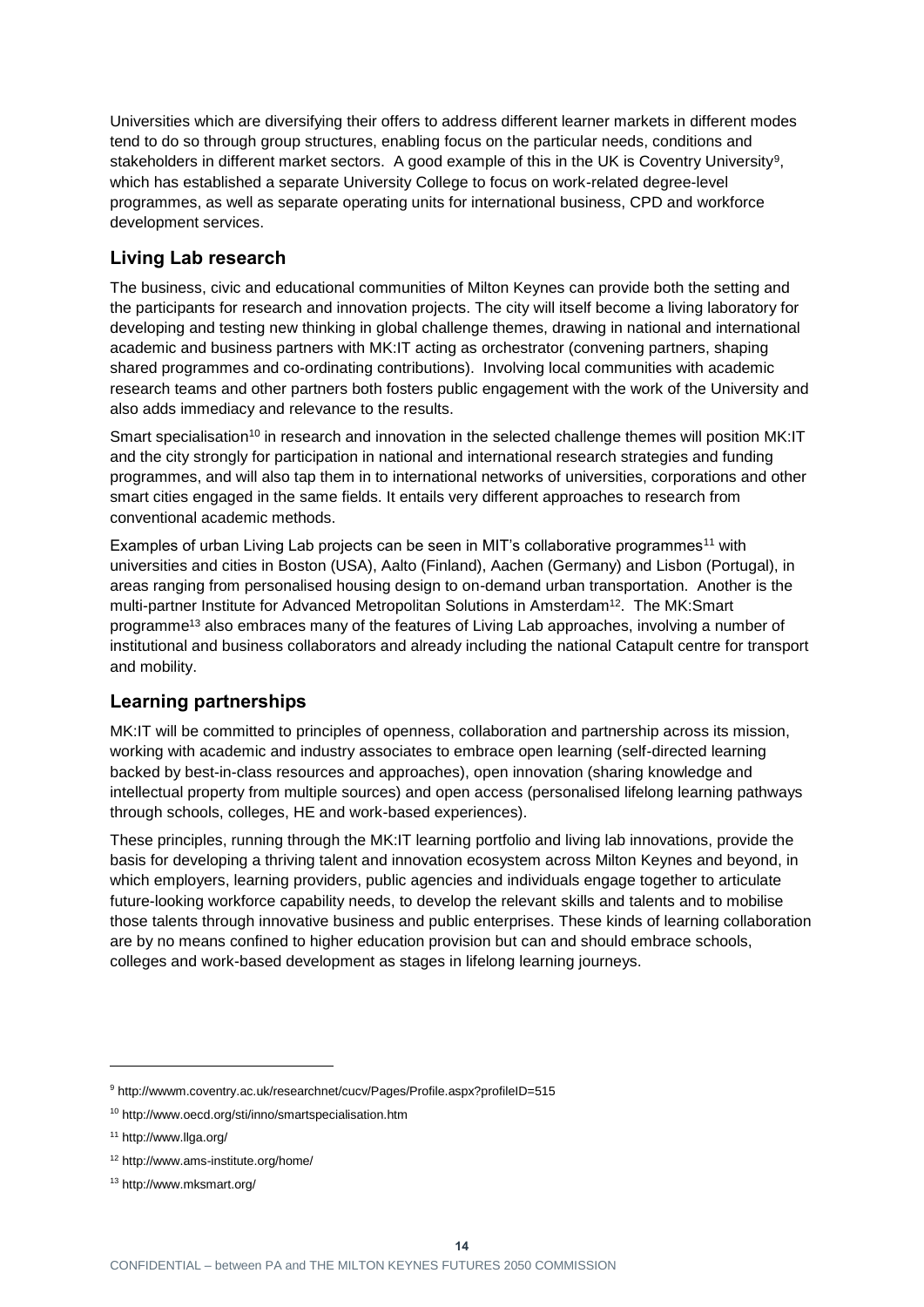Universities which are diversifying their offers to address different learner markets in different modes tend to do so through group structures, enabling focus on the particular needs, conditions and stakeholders in different market sectors. A good example of this in the UK is Coventry University[9], which has established a separate University College to focus on work-related degree-level programmes, as well as separate operating units for international business, CPD and workforce development services.

## Living Lab research

The business, civic and educational communities of Milton Keynes can provide both the setting and the participants for research and innovation projects. The city will itself become a living laboratory for developing and testing new thinking in global challenge themes, drawing in national and international academic and business partners with MK:IT acting as orchestrator (convening partners, shaping shared programmes and co-ordinating contributions). Involving local communities with academic research teams and other partners both fosters public engagement with the work of the University and also adds immediacy and relevance to the results.

Smart specialisation[10] in research and innovation in the selected challenge themes will position MK:IT and the city strongly for participation in national and international research strategies and funding programmes, and will also tap them in to international networks of universities, corporations and other smart cities engaged in the same fields. It entails very different approaches to research from conventional academic methods.

Examples of urban Living Lab projects can be seen in MIT's collaborative programmes[11] with universities and cities in Boston (USA), Aalto (Finland), Aachen (Germany) and Lisbon (Portugal), in areas ranging from personalised housing design to on-demand urban transportation. Another is the multi-partner Institute for Advanced Metropolitan Solutions in Amsterdam[12]. The MK:Smart programme[13] also embraces many of the features of Living Lab approaches, involving a number of institutional and business collaborators and already including the national Catapult centre for transport and mobility.

## Learning partnerships

MK:IT will be committed to principles of openness, collaboration and partnership across its mission, working with academic and industry associates to embrace open learning (self-directed learning backed by best-in-class resources and approaches), open innovation (sharing knowledge and intellectual property from multiple sources) and open access (personalised lifelong learning pathways through schools, colleges, HE and work-based experiences).

These principles, running through the MK:IT learning portfolio and living lab innovations, provide the basis for developing a thriving talent and innovation ecosystem across Milton Keynes and beyond, in which employers, learning providers, public agencies and individuals engage together to articulate future-looking workforce capability needs, to develop the relevant skills and talents and to mobilise those talents through innovative business and public enterprises. These kinds of learning collaboration are by no means confined to higher education provision but can and should embrace schools, colleges and work-based development as stages in lifelong learning journeys.

---

[9] http://wwwm.coventry.ac.uk/researchnet/cucv/Pages/Profile.aspx?profileID=515

[10] http://www.oecd.org/sti/inno/smartspecialisation.htm

[11] http://www.llga.org/

[12] http://www.ams-institute.org/home/

[13] http://www.mksmart.org/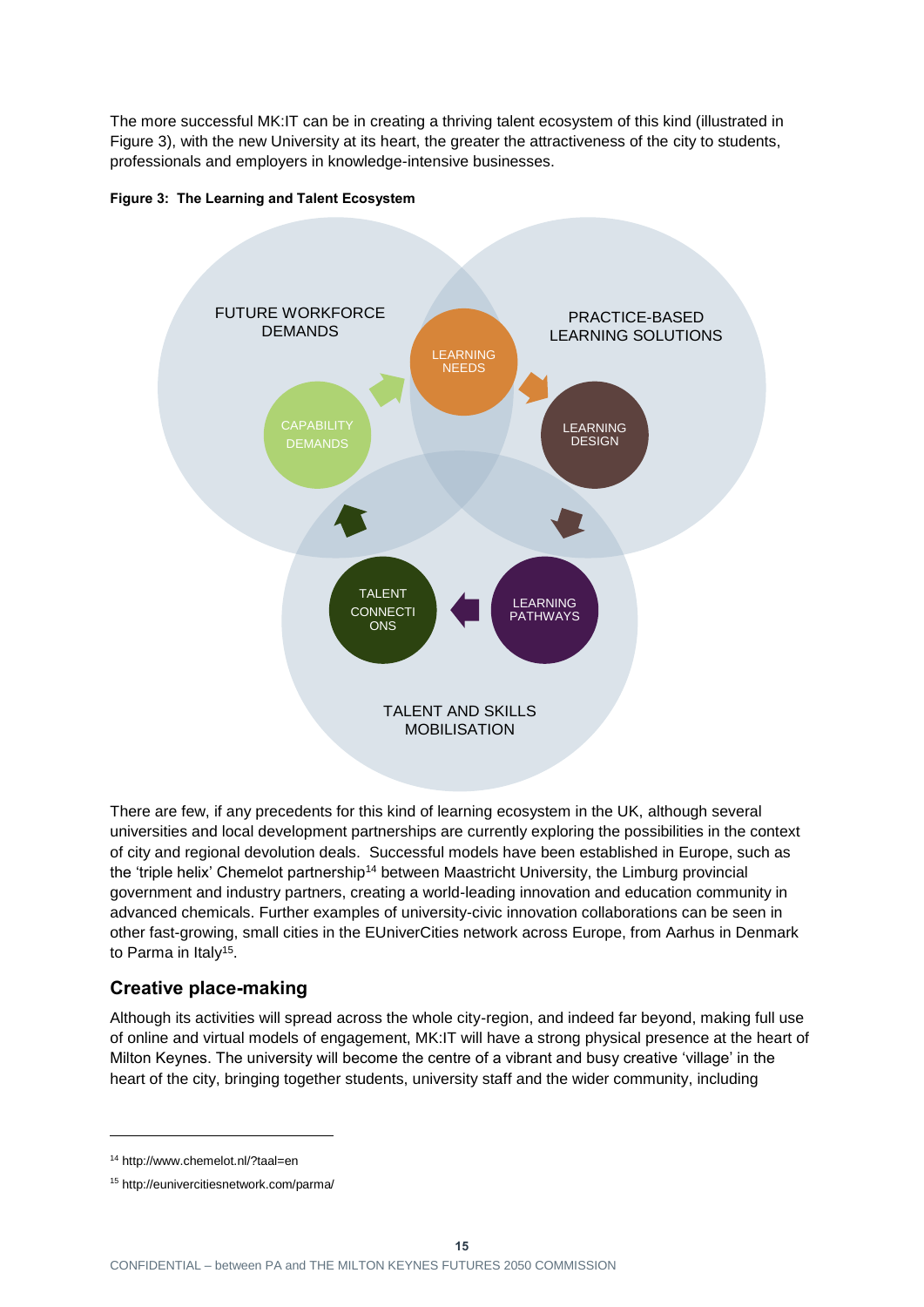The more successful MK:IT can be in creating a thriving talent ecosystem of this kind (illustrated in Figure 3), with the new University at its heart, the greater the attractiveness of the city to students, professionals and employers in knowledge-intensive businesses.

**Figure 3: The Learning and Talent Ecosystem**

FUTURE WORKFORCE DEMANDS

PRACTICE-BASED LEARNING SOLUTIONS

LEARNING NEEDS

CAPABILITY DEMANDS

LEARNING DESIGN

TALENT CONNECTIONS

LEARNING PATHWAYS

TALENT AND SKILLS MOBILISATION

There are few, if any precedents for this kind of learning ecosystem in the UK, although several universities and local development partnerships are currently exploring the possibilities in the context of city and regional devolution deals. Successful models have been established in Europe, such as the 'triple helix' Chemelot partnership[14] between Maastricht University, the Limburg provincial government and industry partners, creating a world-leading innovation and education community in advanced chemicals. Further examples of university-civic innovation collaborations can be seen in other fast-growing, small cities in the EUniverCities network across Europe, from Aarhus in Denmark to Parma in Italy[15].

## Creative place-making

Although its activities will spread across the whole city-region, and indeed far beyond, making full use of online and virtual models of engagement, MK:IT will have a strong physical presence at the heart of Milton Keynes. The university will become the centre of a vibrant and busy creative 'village' in the heart of the city, bringing together students, university staff and the wider community, including

---

[14] http://www.chemelot.nl/?taal=en

[15] http://eunivercitiesnetwork.com/parma/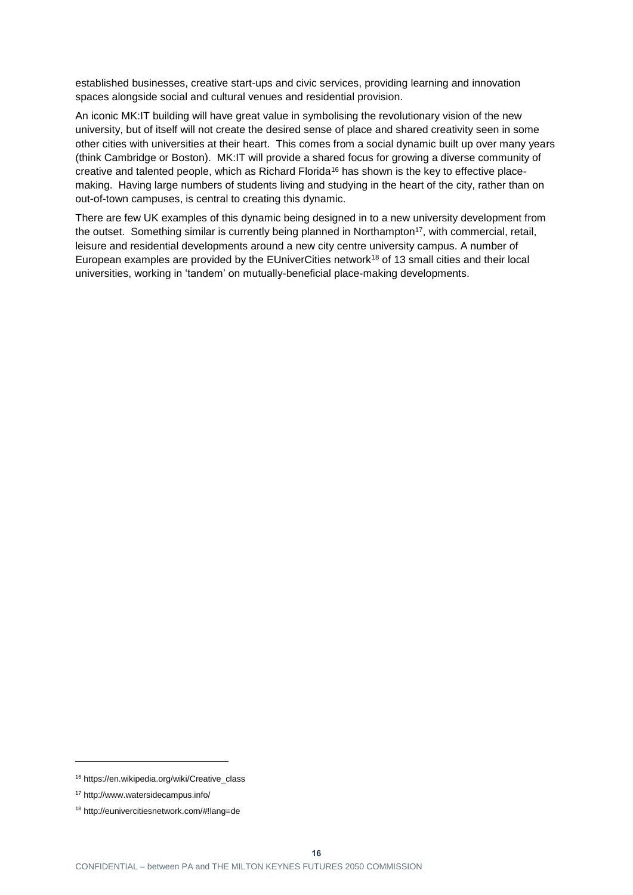established businesses, creative start-ups and civic services, providing learning and innovation spaces alongside social and cultural venues and residential provision.

An iconic MK:IT building will have great value in symbolising the revolutionary vision of the new university, but of itself will not create the desired sense of place and shared creativity seen in some other cities with universities at their heart. This comes from a social dynamic built up over many years (think Cambridge or Boston). MK:IT will provide a shared focus for growing a diverse community of creative and talented people, which as Richard Florida[16] has shown is the key to effective place-making. Having large numbers of students living and studying in the heart of the city, rather than on out-of-town campuses, is central to creating this dynamic.

There are few UK examples of this dynamic being designed in to a new university development from the outset. Something similar is currently being planned in Northampton[17], with commercial, retail, leisure and residential developments around a new city centre university campus. A number of European examples are provided by the EUniverCities network[18] of 13 small cities and their local universities, working in 'tandem' on mutually-beneficial place-making developments.

---

[16] https://en.wikipedia.org/wiki/Creative_class

[17] http://www.watersidecampus.info/

[18] http://eunivercitiesnetwork.com/#!lang=de

CONFIDENTIAL – between PA and THE MILTON KEYNES FUTURES 2050 COMMISSION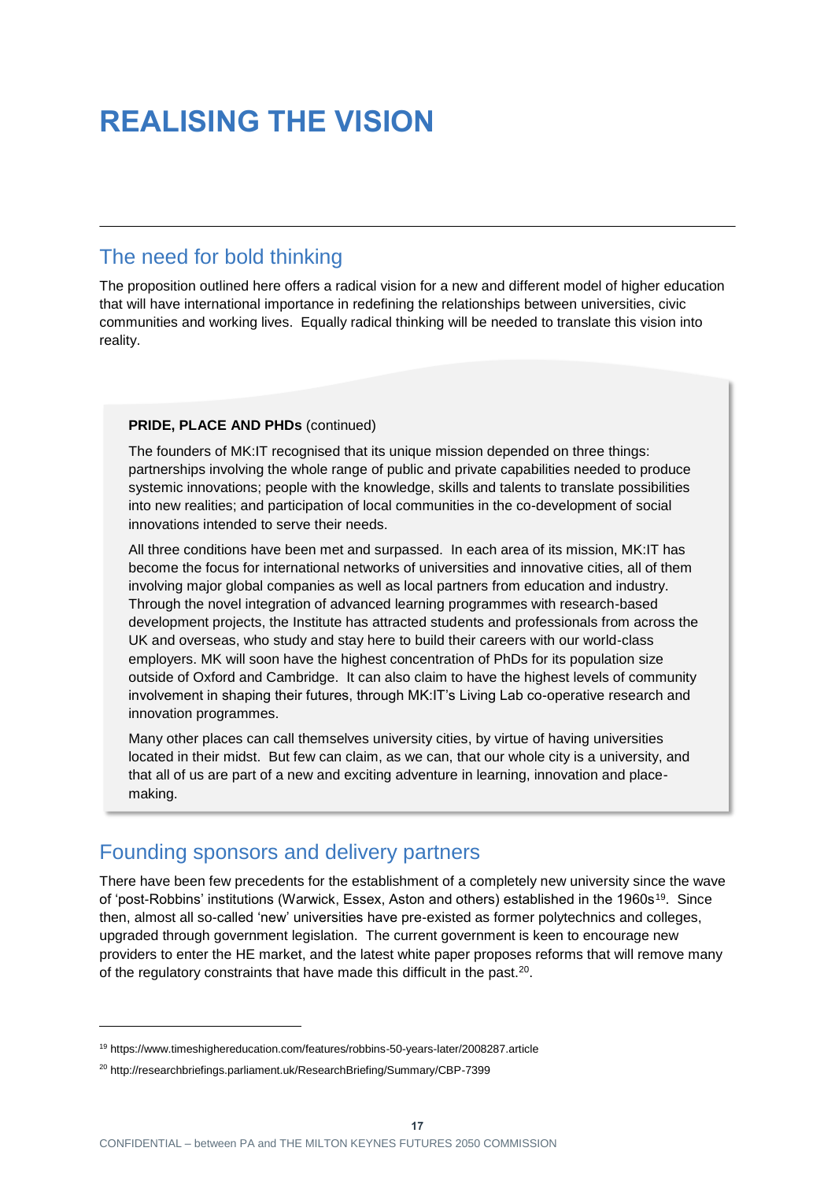# REALISING THE VISION

## The need for bold thinking

The proposition outlined here offers a radical vision for a new and different model of higher education that will have international importance in redefining the relationships between universities, civic communities and working lives. Equally radical thinking will be needed to translate this vision into reality.

> **PRIDE, PLACE AND PHDs** (continued)
>
> The founders of MK:IT recognised that its unique mission depended on three things: partnerships involving the whole range of public and private capabilities needed to produce systemic innovations; people with the knowledge, skills and talents to translate possibilities into new realities; and participation of local communities in the co-development of social innovations intended to serve their needs.
>
> All three conditions have been met and surpassed. In each area of its mission, MK:IT has become the focus for international networks of universities and innovative cities, all of them involving major global companies as well as local partners from education and industry. Through the novel integration of advanced learning programmes with research-based development projects, the Institute has attracted students and professionals from across the UK and overseas, who study and stay here to build their careers with our world-class employers. MK will soon have the highest concentration of PhDs for its population size outside of Oxford and Cambridge. It can also claim to have the highest levels of community involvement in shaping their futures, through MK:IT's Living Lab co-operative research and innovation programmes.
>
> Many other places can call themselves university cities, by virtue of having universities located in their midst. But few can claim, as we can, that our whole city is a university, and that all of us are part of a new and exciting adventure in learning, innovation and place-making.

## Founding sponsors and delivery partners

There have been few precedents for the establishment of a completely new university since the wave of 'post-Robbins' institutions (Warwick, Essex, Aston and others) established in the 1960s[19]. Since then, almost all so-called 'new' universities have pre-existed as former polytechnics and colleges, upgraded through government legislation. The current government is keen to encourage new providers to enter the HE market, and the latest white paper proposes reforms that will remove many of the regulatory constraints that have made this difficult in the past.[20].

---

[19] https://www.timeshighereducation.com/features/robbins-50-years-later/2008287.article

[20] http://researchbriefings.parliament.uk/ResearchBriefing/Summary/CBP-7399

CONFIDENTIAL – between PA and THE MILTON KEYNES FUTURES 2050 COMMISSION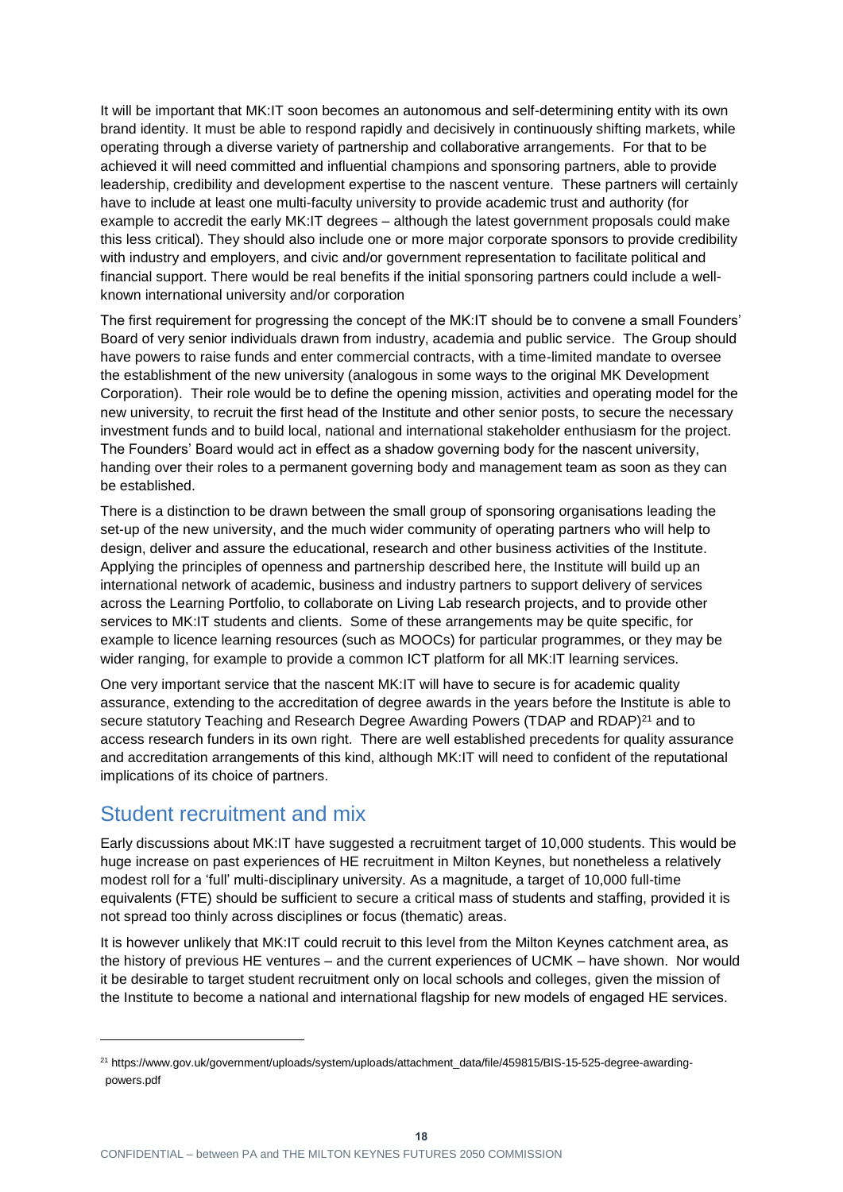It will be important that MK:IT soon becomes an autonomous and self-determining entity with its own brand identity. It must be able to respond rapidly and decisively in continuously shifting markets, while operating through a diverse variety of partnership and collaborative arrangements. For that to be achieved it will need committed and influential champions and sponsoring partners, able to provide leadership, credibility and development expertise to the nascent venture. These partners will certainly have to include at least one multi-faculty university to provide academic trust and authority (for example to accredit the early MK:IT degrees – although the latest government proposals could make this less critical). They should also include one or more major corporate sponsors to provide credibility with industry and employers, and civic and/or government representation to facilitate political and financial support. There would be real benefits if the initial sponsoring partners could include a well-known international university and/or corporation

The first requirement for progressing the concept of the MK:IT should be to convene a small Founders' Board of very senior individuals drawn from industry, academia and public service. The Group should have powers to raise funds and enter commercial contracts, with a time-limited mandate to oversee the establishment of the new university (analogous in some ways to the original MK Development Corporation). Their role would be to define the opening mission, activities and operating model for the new university, to recruit the first head of the Institute and other senior posts, to secure the necessary investment funds and to build local, national and international stakeholder enthusiasm for the project. The Founders' Board would act in effect as a shadow governing body for the nascent university, handing over their roles to a permanent governing body and management team as soon as they can be established.

There is a distinction to be drawn between the small group of sponsoring organisations leading the set-up of the new university, and the much wider community of operating partners who will help to design, deliver and assure the educational, research and other business activities of the Institute. Applying the principles of openness and partnership described here, the Institute will build up an international network of academic, business and industry partners to support delivery of services across the Learning Portfolio, to collaborate on Living Lab research projects, and to provide other services to MK:IT students and clients. Some of these arrangements may be quite specific, for example to licence learning resources (such as MOOCs) for particular programmes, or they may be wider ranging, for example to provide a common ICT platform for all MK:IT learning services.

One very important service that the nascent MK:IT will have to secure is for academic quality assurance, extending to the accreditation of degree awards in the years before the Institute is able to secure statutory Teaching and Research Degree Awarding Powers (TDAP and RDAP)[21] and to access research funders in its own right. There are well established precedents for quality assurance and accreditation arrangements of this kind, although MK:IT will need to confident of the reputational implications of its choice of partners.

## Student recruitment and mix

Early discussions about MK:IT have suggested a recruitment target of 10,000 students. This would be huge increase on past experiences of HE recruitment in Milton Keynes, but nonetheless a relatively modest roll for a 'full' multi-disciplinary university. As a magnitude, a target of 10,000 full-time equivalents (FTE) should be sufficient to secure a critical mass of students and staffing, provided it is not spread too thinly across disciplines or focus (thematic) areas.

It is however unlikely that MK:IT could recruit to this level from the Milton Keynes catchment area, as the history of previous HE ventures – and the current experiences of UCMK – have shown. Nor would it be desirable to target student recruitment only on local schools and colleges, given the mission of the Institute to become a national and international flagship for new models of engaged HE services.

---

[21] https://www.gov.uk/government/uploads/system/uploads/attachment_data/file/459815/BIS-15-525-degree-awarding-powers.pdf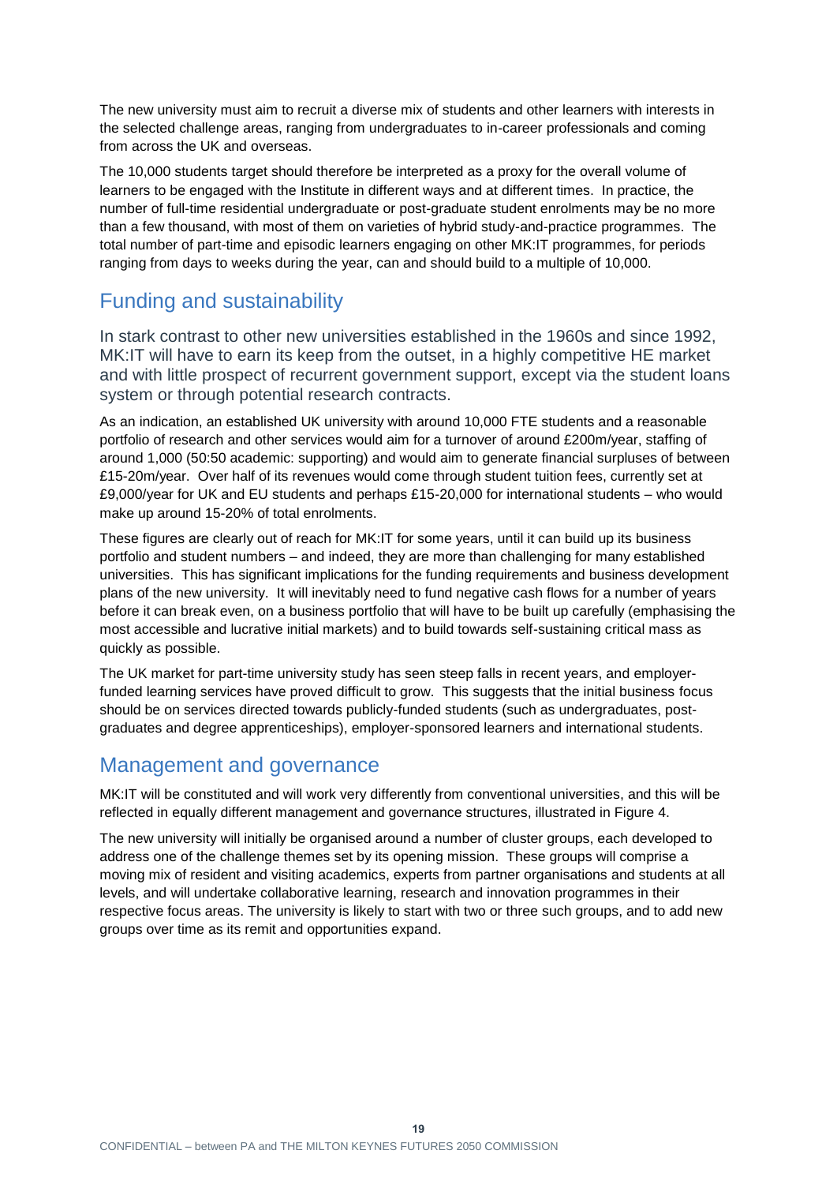The new university must aim to recruit a diverse mix of students and other learners with interests in the selected challenge areas, ranging from undergraduates to in-career professionals and coming from across the UK and overseas.

The 10,000 students target should therefore be interpreted as a proxy for the overall volume of learners to be engaged with the Institute in different ways and at different times. In practice, the number of full-time residential undergraduate or post-graduate student enrolments may be no more than a few thousand, with most of them on varieties of hybrid study-and-practice programmes. The total number of part-time and episodic learners engaging on other MK:IT programmes, for periods ranging from days to weeks during the year, can and should build to a multiple of 10,000.

## Funding and sustainability

In stark contrast to other new universities established in the 1960s and since 1992, MK:IT will have to earn its keep from the outset, in a highly competitive HE market and with little prospect of recurrent government support, except via the student loans system or through potential research contracts.

As an indication, an established UK university with around 10,000 FTE students and a reasonable portfolio of research and other services would aim for a turnover of around £200m/year, staffing of around 1,000 (50:50 academic: supporting) and would aim to generate financial surpluses of between £15-20m/year. Over half of its revenues would come through student tuition fees, currently set at £9,000/year for UK and EU students and perhaps £15-20,000 for international students – who would make up around 15-20% of total enrolments.

These figures are clearly out of reach for MK:IT for some years, until it can build up its business portfolio and student numbers – and indeed, they are more than challenging for many established universities. This has significant implications for the funding requirements and business development plans of the new university. It will inevitably need to fund negative cash flows for a number of years before it can break even, on a business portfolio that will have to be built up carefully (emphasising the most accessible and lucrative initial markets) and to build towards self-sustaining critical mass as quickly as possible.

The UK market for part-time university study has seen steep falls in recent years, and employer-funded learning services have proved difficult to grow. This suggests that the initial business focus should be on services directed towards publicly-funded students (such as undergraduates, post-graduates and degree apprenticeships), employer-sponsored learners and international students.

## Management and governance

MK:IT will be constituted and will work very differently from conventional universities, and this will be reflected in equally different management and governance structures, illustrated in Figure 4.

The new university will initially be organised around a number of cluster groups, each developed to address one of the challenge themes set by its opening mission. These groups will comprise a moving mix of resident and visiting academics, experts from partner organisations and students at all levels, and will undertake collaborative learning, research and innovation programmes in their respective focus areas. The university is likely to start with two or three such groups, and to add new groups over time as its remit and opportunities expand.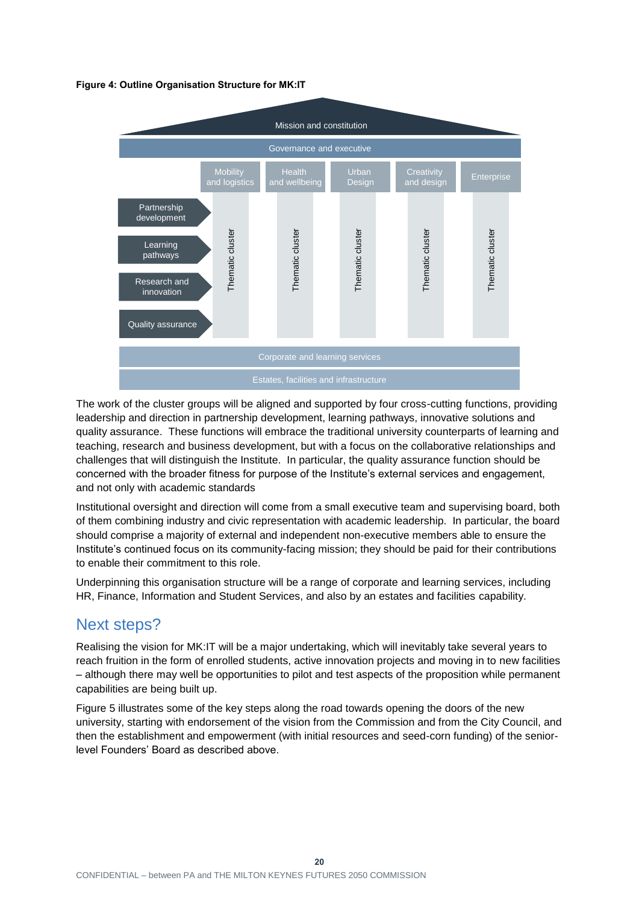**Figure 4: Outline Organisation Structure for MK:IT**

Mission and constitution

Governance and executive

| | Mobility and logistics | Health and wellbeing | Urban Design | Creativity and design | Enterprise |
|---|---|---|---|---|---|
| Partnership development<br>Learning pathways<br>Research and innovation<br>Quality assurance | Thematic cluster | Thematic cluster | Thematic cluster | Thematic cluster | Thematic cluster |

Corporate and learning services

Estates, facilities and infrastructure

The work of the cluster groups will be aligned and supported by four cross-cutting functions, providing leadership and direction in partnership development, learning pathways, innovative solutions and quality assurance. These functions will embrace the traditional university counterparts of learning and teaching, research and business development, but with a focus on the collaborative relationships and challenges that will distinguish the Institute. In particular, the quality assurance function should be concerned with the broader fitness for purpose of the Institute's external services and engagement, and not only with academic standards

Institutional oversight and direction will come from a small executive team and supervising board, both of them combining industry and civic representation with academic leadership. In particular, the board should comprise a majority of external and independent non-executive members able to ensure the Institute's continued focus on its community-facing mission; they should be paid for their contributions to enable their commitment to this role.

Underpinning this organisation structure will be a range of corporate and learning services, including HR, Finance, Information and Student Services, and also by an estates and facilities capability.

## Next steps?

Realising the vision for MK:IT will be a major undertaking, which will inevitably take several years to reach fruition in the form of enrolled students, active innovation projects and moving in to new facilities – although there may well be opportunities to pilot and test aspects of the proposition while permanent capabilities are being built up.

Figure 5 illustrates some of the key steps along the road towards opening the doors of the new university, starting with endorsement of the vision from the Commission and from the City Council, and then the establishment and empowerment (with initial resources and seed-corn funding) of the senior-level Founders' Board as described above.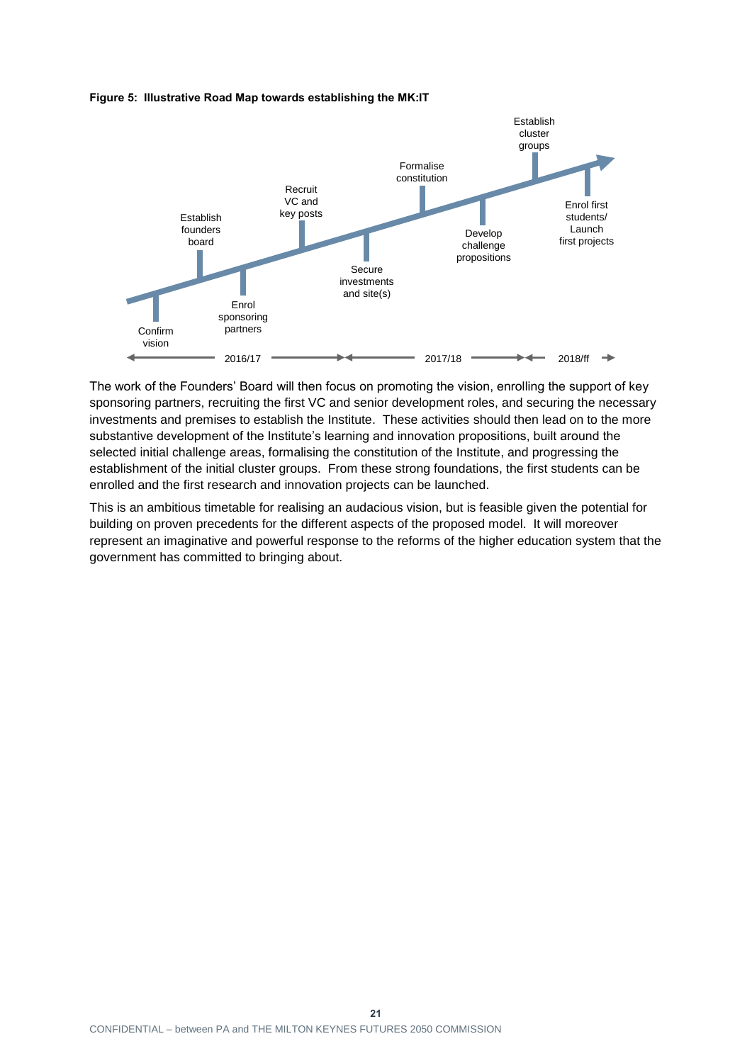**Figure 5: Illustrative Road Map towards establishing the MK:IT**

Confirm vision — Establish founders board — Enrol sponsoring partners — Recruit VC and key posts — Secure investments and site(s) — Formalise constitution — Develop challenge propositions — Establish cluster groups — Enrol first students/ Launch first projects

2016/17 — 2017/18 — 2018/ff

The work of the Founders' Board will then focus on promoting the vision, enrolling the support of key sponsoring partners, recruiting the first VC and senior development roles, and securing the necessary investments and premises to establish the Institute. These activities should then lead on to the more substantive development of the Institute's learning and innovation propositions, built around the selected initial challenge areas, formalising the constitution of the Institute, and progressing the establishment of the initial cluster groups. From these strong foundations, the first students can be enrolled and the first research and innovation projects can be launched.

This is an ambitious timetable for realising an audacious vision, but is feasible given the potential for building on proven precedents for the different aspects of the proposed model. It will moreover represent an imaginative and powerful response to the reforms of the higher education system that the government has committed to bringing about.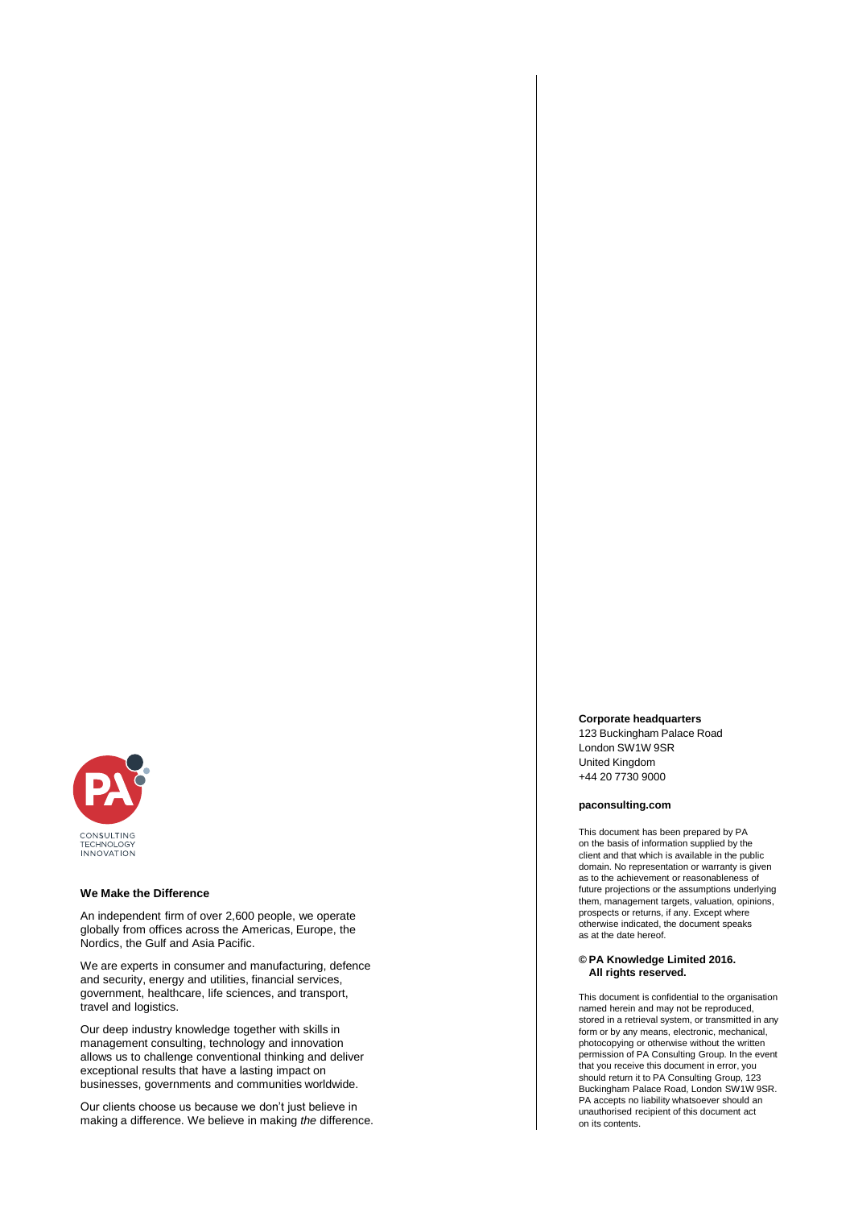CONSULTING
TECHNOLOGY
INNOVATION

**We Make the Difference**

An independent firm of over 2,600 people, we operate globally from offices across the Americas, Europe, the Nordics, the Gulf and Asia Pacific.

We are experts in consumer and manufacturing, defence and security, energy and utilities, financial services, government, healthcare, life sciences, and transport, travel and logistics.

Our deep industry knowledge together with skills in management consulting, technology and innovation allows us to challenge conventional thinking and deliver exceptional results that have a lasting impact on businesses, governments and communities worldwide.

Our clients choose us because we don't just believe in making a difference. We believe in making *the* difference.

**Corporate headquarters**
123 Buckingham Palace Road
London SW1W 9SR
United Kingdom
+44 20 7730 9000

**paconsulting.com**

This document has been prepared by PA on the basis of information supplied by the client and that which is available in the public domain. No representation or warranty is given as to the achievement or reasonableness of future projections or the assumptions underlying them, management targets, valuation, opinions, prospects or returns, if any. Except where otherwise indicated, the document speaks as at the date hereof.

**© PA Knowledge Limited 2016. All rights reserved.**

This document is confidential to the organisation named herein and may not be reproduced, stored in a retrieval system, or transmitted in any form or by any means, electronic, mechanical, photocopying or otherwise without the written permission of PA Consulting Group. In the event that you receive this document in error, you should return it to PA Consulting Group, 123 Buckingham Palace Road, London SW1W 9SR. PA accepts no liability whatsoever should an unauthorised recipient of this document act on its contents.